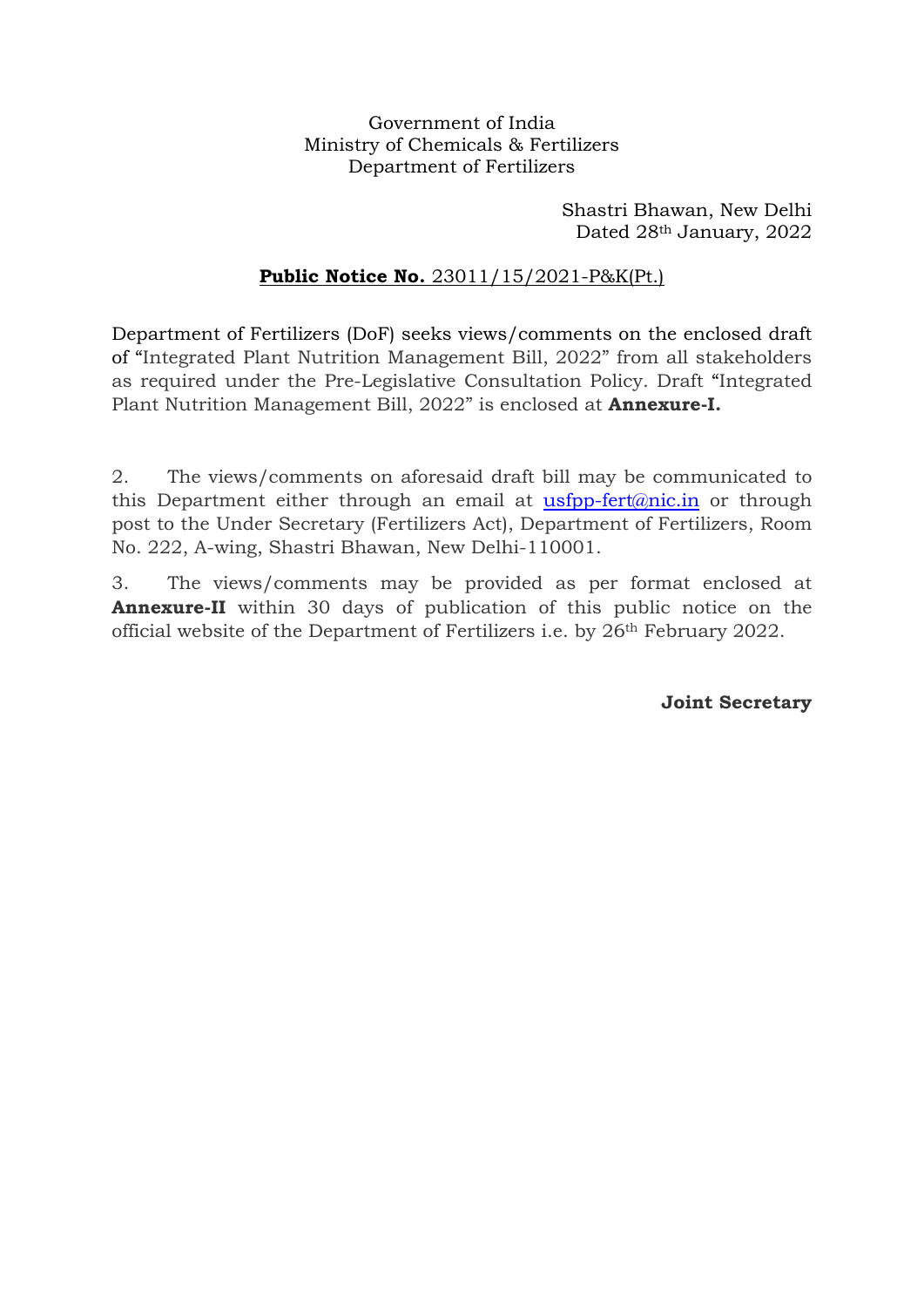Government of India
Ministry of Chemicals & Fertilizers
Department of Fertilizers

Shastri Bhawan, New Delhi
Dated 28th January, 2022

**Public Notice No.** 23011/15/2021-P&K(Pt.)

Department of Fertilizers (DoF) seeks views/comments on the enclosed draft of "Integrated Plant Nutrition Management Bill, 2022" from all stakeholders as required under the Pre-Legislative Consultation Policy. Draft "Integrated Plant Nutrition Management Bill, 2022" is enclosed at **Annexure-I.**

2. The views/comments on aforesaid draft bill may be communicated to this Department either through an email at usfpp-fert@nic.in or through post to the Under Secretary (Fertilizers Act), Department of Fertilizers, Room No. 222, A-wing, Shastri Bhawan, New Delhi-110001.

3. The views/comments may be provided as per format enclosed at **Annexure-II** within 30 days of publication of this public notice on the official website of the Department of Fertilizers i.e. by 26th February 2022.

**Joint Secretary**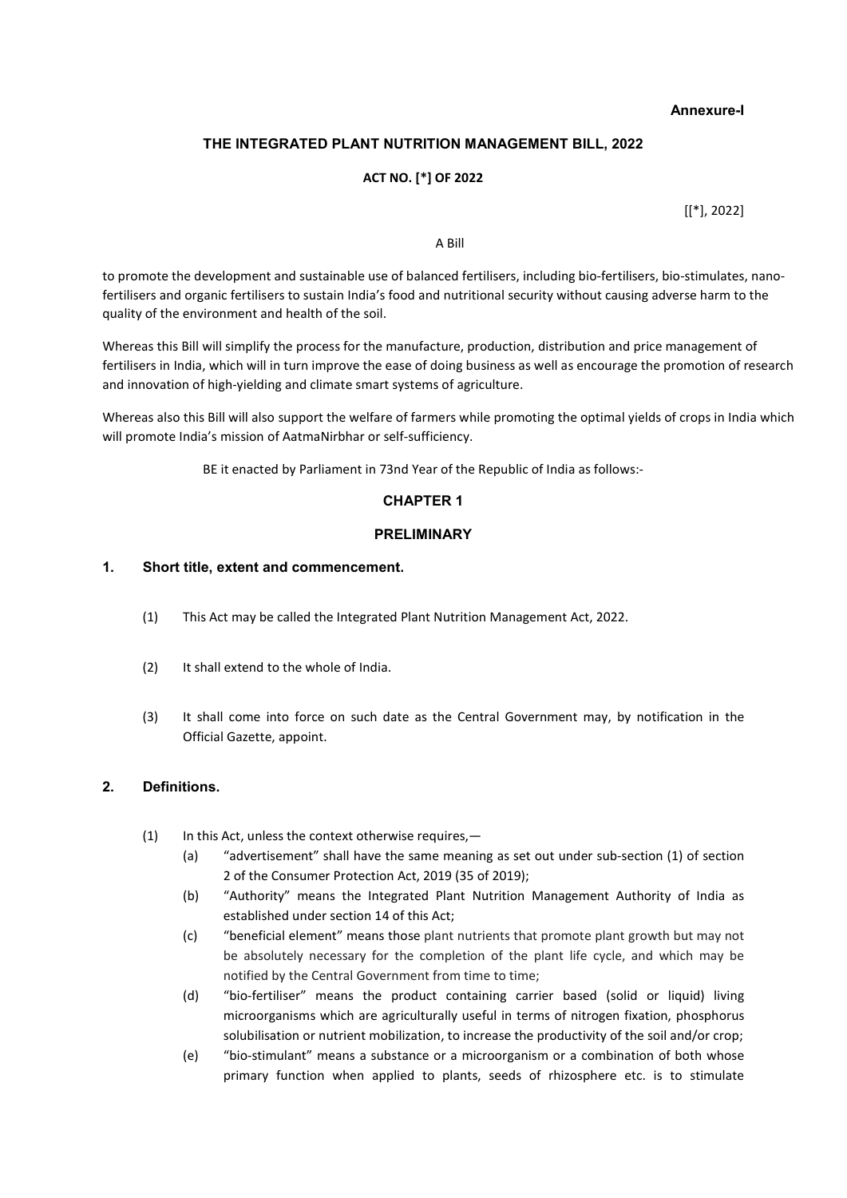**Annexure-I**

## THE INTEGRATED PLANT NUTRITION MANAGEMENT BILL, 2022

**ACT NO. [*] OF 2022**

[[*], 2022]

A Bill

to promote the development and sustainable use of balanced fertilisers, including bio-fertilisers, bio-stimulates, nano-fertilisers and organic fertilisers to sustain India's food and nutritional security without causing adverse harm to the quality of the environment and health of the soil.

Whereas this Bill will simplify the process for the manufacture, production, distribution and price management of fertilisers in India, which will in turn improve the ease of doing business as well as encourage the promotion of research and innovation of high-yielding and climate smart systems of agriculture.

Whereas also this Bill will also support the welfare of farmers while promoting the optimal yields of crops in India which will promote India's mission of AatmaNirbhar or self-sufficiency.

BE it enacted by Parliament in 73nd Year of the Republic of India as follows:-

### CHAPTER 1

### PRELIMINARY

### 1. Short title, extent and commencement.

(1) This Act may be called the Integrated Plant Nutrition Management Act, 2022.

(2) It shall extend to the whole of India.

(3) It shall come into force on such date as the Central Government may, by notification in the Official Gazette, appoint.

### 2. Definitions.

(1) In this Act, unless the context otherwise requires,—

(a) "advertisement" shall have the same meaning as set out under sub-section (1) of section 2 of the Consumer Protection Act, 2019 (35 of 2019);

(b) "Authority" means the Integrated Plant Nutrition Management Authority of India as established under section 14 of this Act;

(c) "beneficial element" means those plant nutrients that promote plant growth but may not be absolutely necessary for the completion of the plant life cycle, and which may be notified by the Central Government from time to time;

(d) "bio-fertiliser" means the product containing carrier based (solid or liquid) living microorganisms which are agriculturally useful in terms of nitrogen fixation, phosphorus solubilisation or nutrient mobilization, to increase the productivity of the soil and/or crop;

(e) "bio-stimulant" means a substance or a microorganism or a combination of both whose primary function when applied to plants, seeds of rhizosphere etc. is to stimulate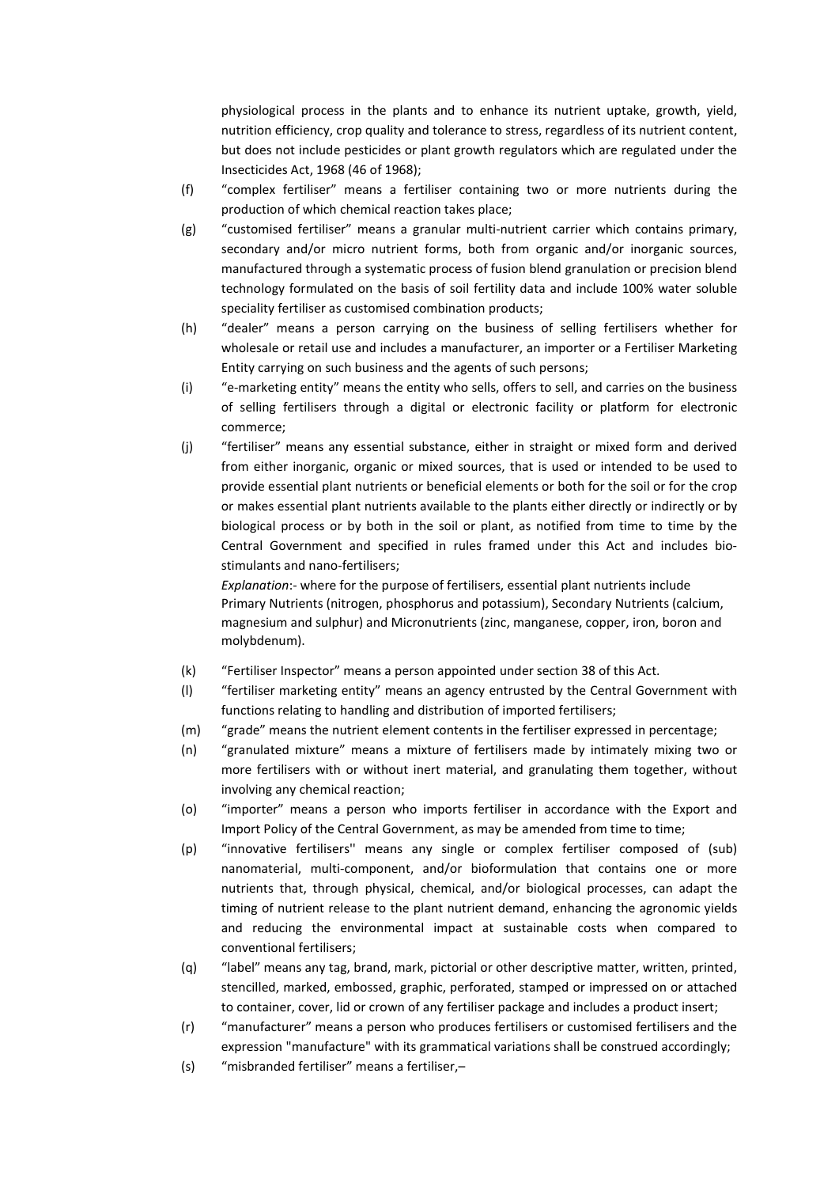physiological process in the plants and to enhance its nutrient uptake, growth, yield, nutrition efficiency, crop quality and tolerance to stress, regardless of its nutrient content, but does not include pesticides or plant growth regulators which are regulated under the Insecticides Act, 1968 (46 of 1968);

(f) "complex fertiliser" means a fertiliser containing two or more nutrients during the production of which chemical reaction takes place;

(g) "customised fertiliser" means a granular multi-nutrient carrier which contains primary, secondary and/or micro nutrient forms, both from organic and/or inorganic sources, manufactured through a systematic process of fusion blend granulation or precision blend technology formulated on the basis of soil fertility data and include 100% water soluble speciality fertiliser as customised combination products;

(h) "dealer" means a person carrying on the business of selling fertilisers whether for wholesale or retail use and includes a manufacturer, an importer or a Fertiliser Marketing Entity carrying on such business and the agents of such persons;

(i) "e-marketing entity" means the entity who sells, offers to sell, and carries on the business of selling fertilisers through a digital or electronic facility or platform for electronic commerce;

(j) "fertiliser" means any essential substance, either in straight or mixed form and derived from either inorganic, organic or mixed sources, that is used or intended to be used to provide essential plant nutrients or beneficial elements or both for the soil or for the crop or makes essential plant nutrients available to the plants either directly or indirectly or by biological process or by both in the soil or plant, as notified from time to time by the Central Government and specified in rules framed under this Act and includes bio-stimulants and nano-fertilisers;

*Explanation*:- where for the purpose of fertilisers, essential plant nutrients include Primary Nutrients (nitrogen, phosphorus and potassium), Secondary Nutrients (calcium, magnesium and sulphur) and Micronutrients (zinc, manganese, copper, iron, boron and molybdenum).

(k) "Fertiliser Inspector" means a person appointed under section 38 of this Act.

(l) "fertiliser marketing entity" means an agency entrusted by the Central Government with functions relating to handling and distribution of imported fertilisers;

(m) "grade" means the nutrient element contents in the fertiliser expressed in percentage;

(n) "granulated mixture" means a mixture of fertilisers made by intimately mixing two or more fertilisers with or without inert material, and granulating them together, without involving any chemical reaction;

(o) "importer" means a person who imports fertiliser in accordance with the Export and Import Policy of the Central Government, as may be amended from time to time;

(p) "innovative fertilisers" means any single or complex fertiliser composed of (sub) nanomaterial, multi-component, and/or bioformulation that contains one or more nutrients that, through physical, chemical, and/or biological processes, can adapt the timing of nutrient release to the plant nutrient demand, enhancing the agronomic yields and reducing the environmental impact at sustainable costs when compared to conventional fertilisers;

(q) "label" means any tag, brand, mark, pictorial or other descriptive matter, written, printed, stencilled, marked, embossed, graphic, perforated, stamped or impressed on or attached to container, cover, lid or crown of any fertiliser package and includes a product insert;

(r) "manufacturer" means a person who produces fertilisers or customised fertilisers and the expression "manufacture" with its grammatical variations shall be construed accordingly;

(s) "misbranded fertiliser" means a fertiliser,–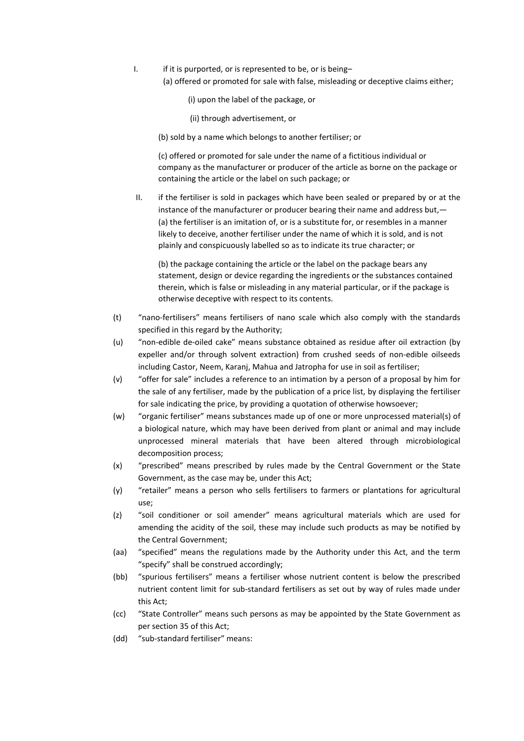I. if it is purported, or is represented to be, or is being–

   (a) offered or promoted for sale with false, misleading or deceptive claims either;

   (i) upon the label of the package, or

   (ii) through advertisement, or

   (b) sold by a name which belongs to another fertiliser; or

   (c) offered or promoted for sale under the name of a fictitious individual or company as the manufacturer or producer of the article as borne on the package or containing the article or the label on such package; or

II. if the fertiliser is sold in packages which have been sealed or prepared by or at the instance of the manufacturer or producer bearing their name and address but,—

   (a) the fertiliser is an imitation of, or is a substitute for, or resembles in a manner likely to deceive, another fertiliser under the name of which it is sold, and is not plainly and conspicuously labelled so as to indicate its true character; or

   (b) the package containing the article or the label on the package bears any statement, design or device regarding the ingredients or the substances contained therein, which is false or misleading in any material particular, or if the package is otherwise deceptive with respect to its contents.

(t) "nano-fertilisers" means fertilisers of nano scale which also comply with the standards specified in this regard by the Authority;

(u) "non-edible de-oiled cake" means substance obtained as residue after oil extraction (by expeller and/or through solvent extraction) from crushed seeds of non-edible oilseeds including Castor, Neem, Karanj, Mahua and Jatropha for use in soil as fertiliser;

(v) "offer for sale" includes a reference to an intimation by a person of a proposal by him for the sale of any fertiliser, made by the publication of a price list, by displaying the fertiliser for sale indicating the price, by providing a quotation of otherwise howsoever;

(w) "organic fertiliser" means substances made up of one or more unprocessed material(s) of a biological nature, which may have been derived from plant or animal and may include unprocessed mineral materials that have been altered through microbiological decomposition process;

(x) "prescribed" means prescribed by rules made by the Central Government or the State Government, as the case may be, under this Act;

(y) "retailer" means a person who sells fertilisers to farmers or plantations for agricultural use;

(z) "soil conditioner or soil amender" means agricultural materials which are used for amending the acidity of the soil, these may include such products as may be notified by the Central Government;

(aa) "specified" means the regulations made by the Authority under this Act, and the term "specify" shall be construed accordingly;

(bb) "spurious fertilisers" means a fertiliser whose nutrient content is below the prescribed nutrient content limit for sub-standard fertilisers as set out by way of rules made under this Act;

(cc) "State Controller" means such persons as may be appointed by the State Government as per section 35 of this Act;

(dd) "sub-standard fertiliser" means: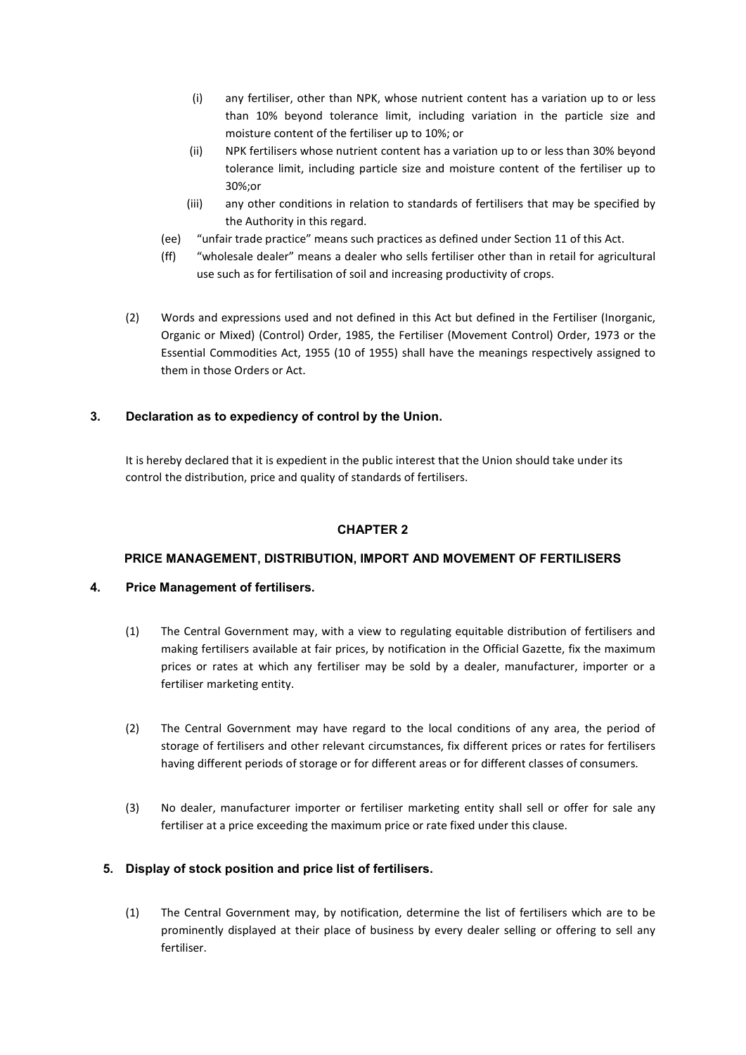(i) any fertiliser, other than NPK, whose nutrient content has a variation up to or less than 10% beyond tolerance limit, including variation in the particle size and moisture content of the fertiliser up to 10%; or

(ii) NPK fertilisers whose nutrient content has a variation up to or less than 30% beyond tolerance limit, including particle size and moisture content of the fertiliser up to 30%;or

(iii) any other conditions in relation to standards of fertilisers that may be specified by the Authority in this regard.

(ee) "unfair trade practice" means such practices as defined under Section 11 of this Act.

(ff) "wholesale dealer" means a dealer who sells fertiliser other than in retail for agricultural use such as for fertilisation of soil and increasing productivity of crops.

(2) Words and expressions used and not defined in this Act but defined in the Fertiliser (Inorganic, Organic or Mixed) (Control) Order, 1985, the Fertiliser (Movement Control) Order, 1973 or the Essential Commodities Act, 1955 (10 of 1955) shall have the meanings respectively assigned to them in those Orders or Act.

### 3. Declaration as to expediency of control by the Union.

It is hereby declared that it is expedient in the public interest that the Union should take under its control the distribution, price and quality of standards of fertilisers.

## CHAPTER 2

## PRICE MANAGEMENT, DISTRIBUTION, IMPORT AND MOVEMENT OF FERTILISERS

### 4. Price Management of fertilisers.

(1) The Central Government may, with a view to regulating equitable distribution of fertilisers and making fertilisers available at fair prices, by notification in the Official Gazette, fix the maximum prices or rates at which any fertiliser may be sold by a dealer, manufacturer, importer or a fertiliser marketing entity.

(2) The Central Government may have regard to the local conditions of any area, the period of storage of fertilisers and other relevant circumstances, fix different prices or rates for fertilisers having different periods of storage or for different areas or for different classes of consumers.

(3) No dealer, manufacturer importer or fertiliser marketing entity shall sell or offer for sale any fertiliser at a price exceeding the maximum price or rate fixed under this clause.

### 5. Display of stock position and price list of fertilisers.

(1) The Central Government may, by notification, determine the list of fertilisers which are to be prominently displayed at their place of business by every dealer selling or offering to sell any fertiliser.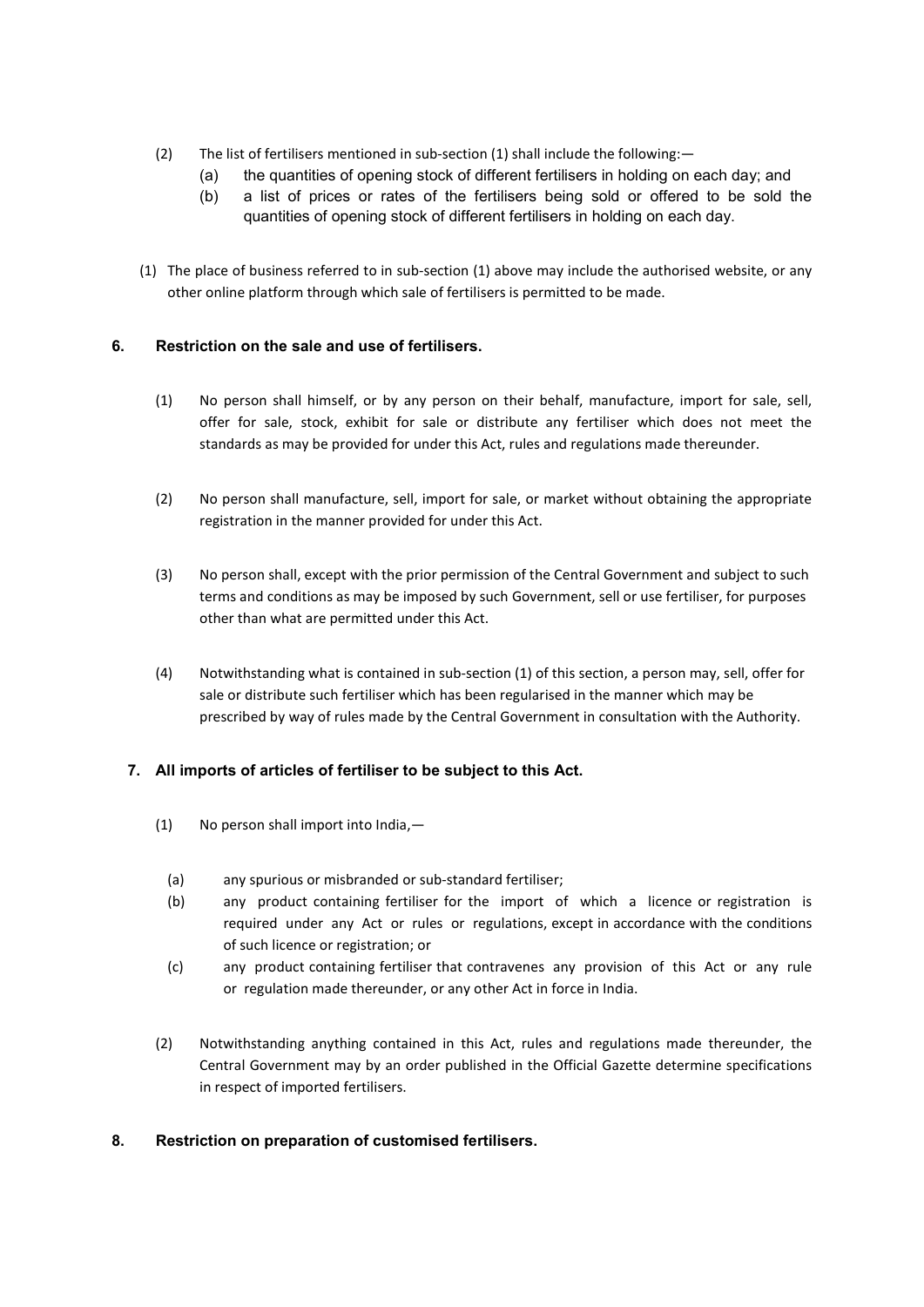(2) The list of fertilisers mentioned in sub-section (1) shall include the following:—

(a) the quantities of opening stock of different fertilisers in holding on each day; and

(b) a list of prices or rates of the fertilisers being sold or offered to be sold the quantities of opening stock of different fertilisers in holding on each day.

(1) The place of business referred to in sub-section (1) above may include the authorised website, or any other online platform through which sale of fertilisers is permitted to be made.

### 6. Restriction on the sale and use of fertilisers.

(1) No person shall himself, or by any person on their behalf, manufacture, import for sale, sell, offer for sale, stock, exhibit for sale or distribute any fertiliser which does not meet the standards as may be provided for under this Act, rules and regulations made thereunder.

(2) No person shall manufacture, sell, import for sale, or market without obtaining the appropriate registration in the manner provided for under this Act.

(3) No person shall, except with the prior permission of the Central Government and subject to such terms and conditions as may be imposed by such Government, sell or use fertiliser, for purposes other than what are permitted under this Act.

(4) Notwithstanding what is contained in sub-section (1) of this section, a person may, sell, offer for sale or distribute such fertiliser which has been regularised in the manner which may be prescribed by way of rules made by the Central Government in consultation with the Authority.

### 7. All imports of articles of fertiliser to be subject to this Act.

(1) No person shall import into India,—

(a) any spurious or misbranded or sub-standard fertiliser;

(b) any product containing fertiliser for the import of which a licence or registration is required under any Act or rules or regulations, except in accordance with the conditions of such licence or registration; or

(c) any product containing fertiliser that contravenes any provision of this Act or any rule or regulation made thereunder, or any other Act in force in India.

(2) Notwithstanding anything contained in this Act, rules and regulations made thereunder, the Central Government may by an order published in the Official Gazette determine specifications in respect of imported fertilisers.

### 8. Restriction on preparation of customised fertilisers.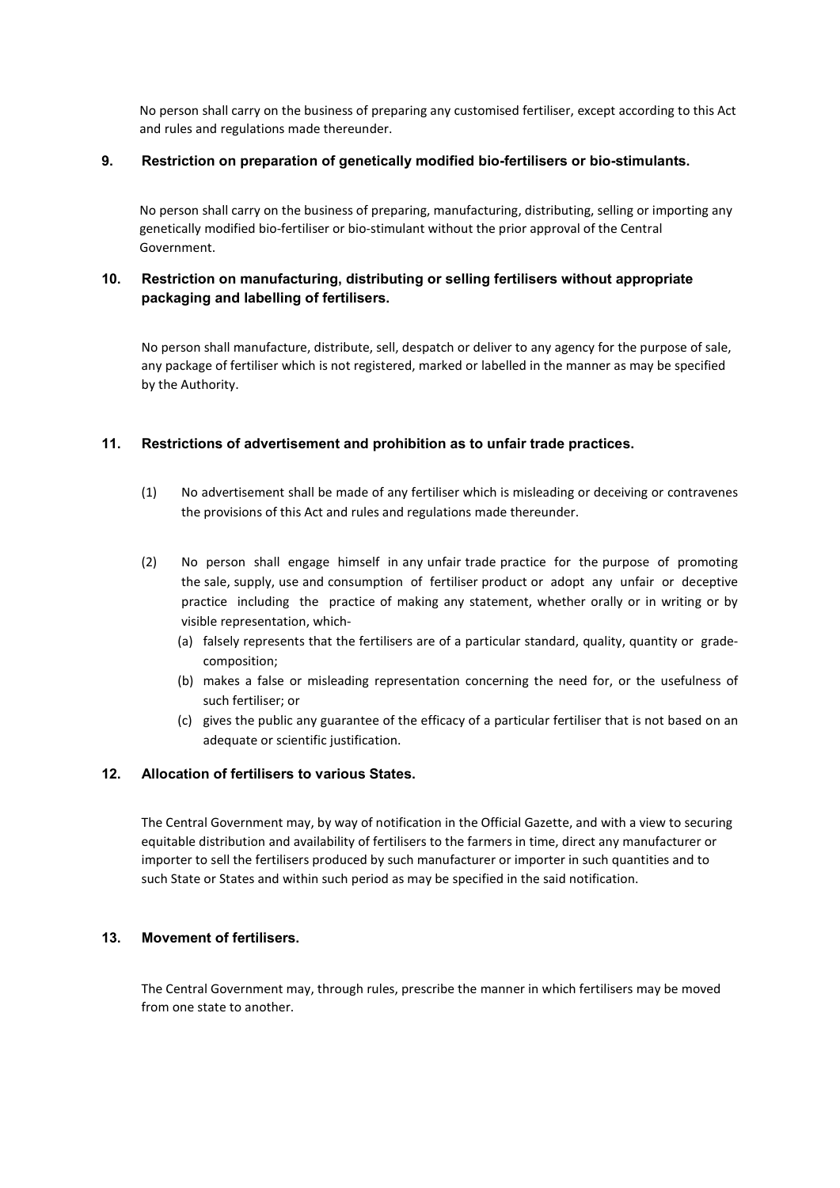No person shall carry on the business of preparing any customised fertiliser, except according to this Act and rules and regulations made thereunder.

### 9. Restriction on preparation of genetically modified bio-fertilisers or bio-stimulants.

No person shall carry on the business of preparing, manufacturing, distributing, selling or importing any genetically modified bio-fertiliser or bio-stimulant without the prior approval of the Central Government.

### 10. Restriction on manufacturing, distributing or selling fertilisers without appropriate packaging and labelling of fertilisers.

No person shall manufacture, distribute, sell, despatch or deliver to any agency for the purpose of sale, any package of fertiliser which is not registered, marked or labelled in the manner as may be specified by the Authority.

### 11. Restrictions of advertisement and prohibition as to unfair trade practices.

(1) No advertisement shall be made of any fertiliser which is misleading or deceiving or contravenes the provisions of this Act and rules and regulations made thereunder.

(2) No person shall engage himself in any unfair trade practice for the purpose of promoting the sale, supply, use and consumption of fertiliser product or adopt any unfair or deceptive practice including the practice of making any statement, whether orally or in writing or by visible representation, which-

(a) falsely represents that the fertilisers are of a particular standard, quality, quantity or grade-composition;

(b) makes a false or misleading representation concerning the need for, or the usefulness of such fertiliser; or

(c) gives the public any guarantee of the efficacy of a particular fertiliser that is not based on an adequate or scientific justification.

### 12. Allocation of fertilisers to various States.

The Central Government may, by way of notification in the Official Gazette, and with a view to securing equitable distribution and availability of fertilisers to the farmers in time, direct any manufacturer or importer to sell the fertilisers produced by such manufacturer or importer in such quantities and to such State or States and within such period as may be specified in the said notification.

### 13. Movement of fertilisers.

The Central Government may, through rules, prescribe the manner in which fertilisers may be moved from one state to another.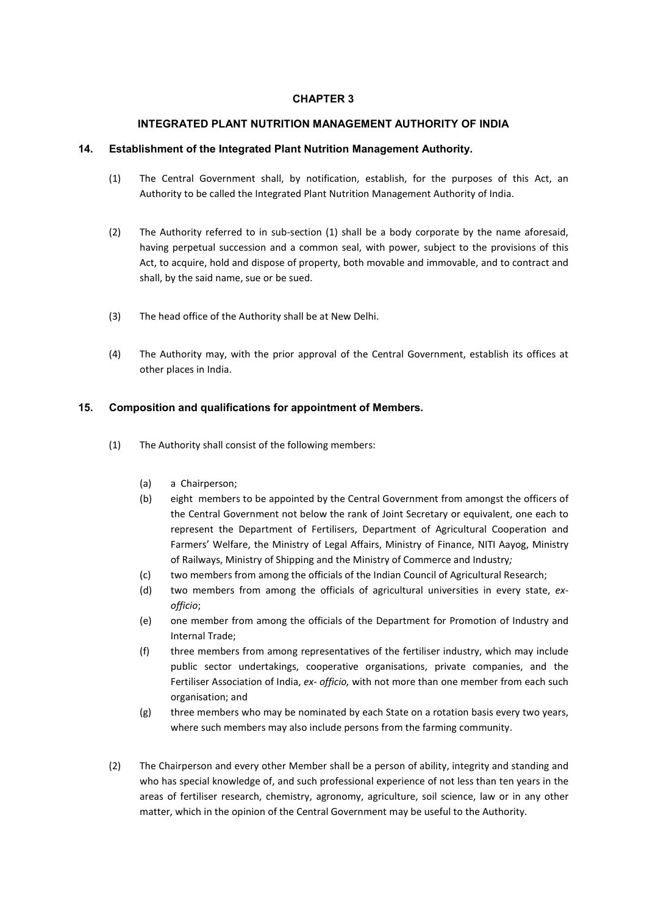## CHAPTER 3

## INTEGRATED PLANT NUTRITION MANAGEMENT AUTHORITY OF INDIA

### 14. Establishment of the Integrated Plant Nutrition Management Authority.

(1) The Central Government shall, by notification, establish, for the purposes of this Act, an Authority to be called the Integrated Plant Nutrition Management Authority of India.

(2) The Authority referred to in sub-section (1) shall be a body corporate by the name aforesaid, having perpetual succession and a common seal, with power, subject to the provisions of this Act, to acquire, hold and dispose of property, both movable and immovable, and to contract and shall, by the said name, sue or be sued.

(3) The head office of the Authority shall be at New Delhi.

(4) The Authority may, with the prior approval of the Central Government, establish its offices at other places in India.

### 15. Composition and qualifications for appointment of Members.

(1) The Authority shall consist of the following members:

(a) a Chairperson;

(b) eight members to be appointed by the Central Government from amongst the officers of the Central Government not below the rank of Joint Secretary or equivalent, one each to represent the Department of Fertilisers, Department of Agricultural Cooperation and Farmers' Welfare, the Ministry of Legal Affairs, Ministry of Finance, NITI Aayog, Ministry of Railways, Ministry of Shipping and the Ministry of Commerce and Industry*;*

(c) two members from among the officials of the Indian Council of Agricultural Research;

(d) two members from among the officials of agricultural universities in every state, *ex-officio*;

(e) one member from among the officials of the Department for Promotion of Industry and Internal Trade;

(f) three members from among representatives of the fertiliser industry, which may include public sector undertakings, cooperative organisations, private companies, and the Fertiliser Association of India, *ex- officio,* with not more than one member from each such organisation; and

(g) three members who may be nominated by each State on a rotation basis every two years, where such members may also include persons from the farming community.

(2) The Chairperson and every other Member shall be a person of ability, integrity and standing and who has special knowledge of, and such professional experience of not less than ten years in the areas of fertiliser research, chemistry, agronomy, agriculture, soil science, law or in any other matter, which in the opinion of the Central Government may be useful to the Authority.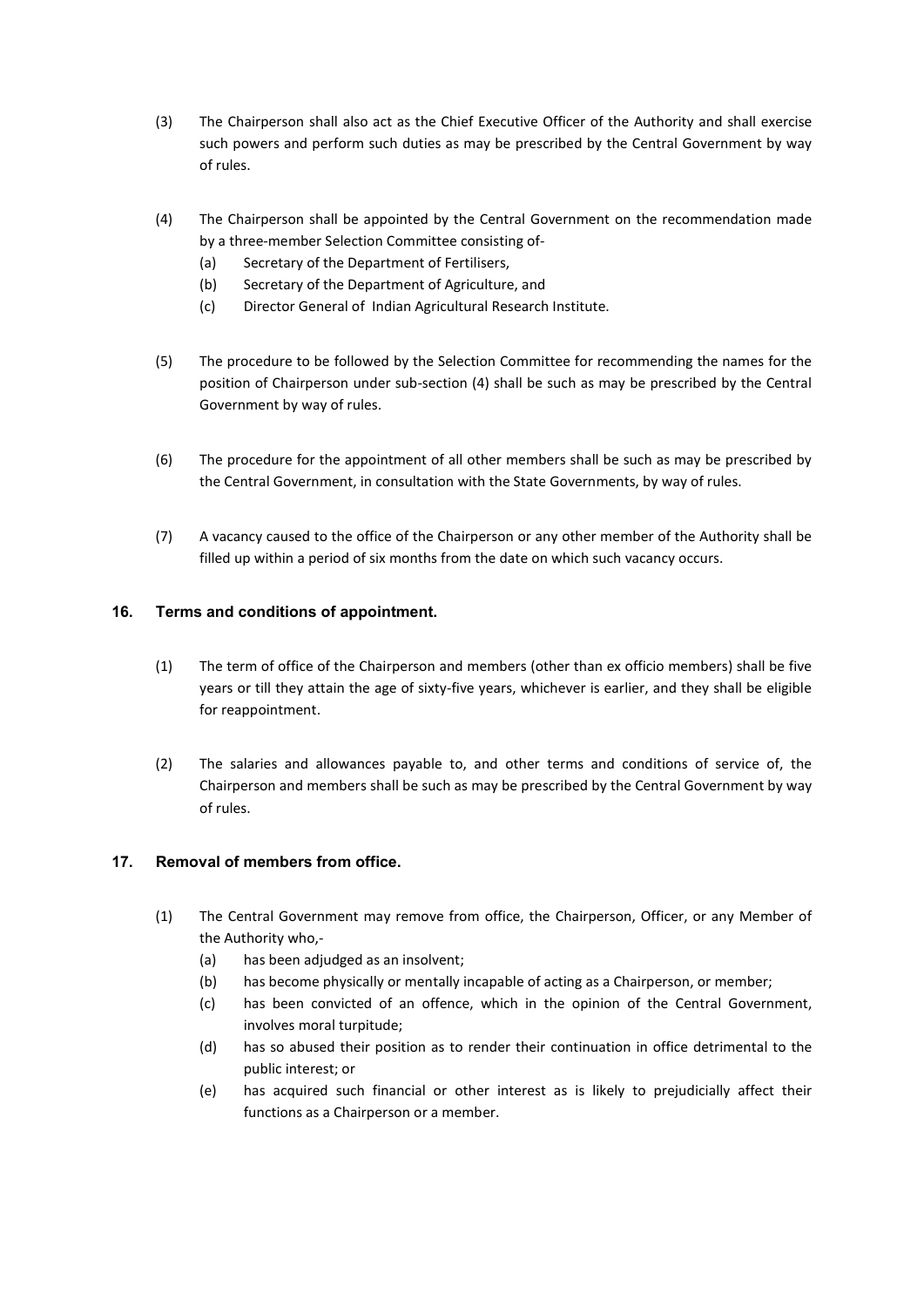(3) The Chairperson shall also act as the Chief Executive Officer of the Authority and shall exercise such powers and perform such duties as may be prescribed by the Central Government by way of rules.

(4) The Chairperson shall be appointed by the Central Government on the recommendation made by a three-member Selection Committee consisting of-

   (a) Secretary of the Department of Fertilisers,

   (b) Secretary of the Department of Agriculture, and

   (c) Director General of Indian Agricultural Research Institute.

(5) The procedure to be followed by the Selection Committee for recommending the names for the position of Chairperson under sub-section (4) shall be such as may be prescribed by the Central Government by way of rules.

(6) The procedure for the appointment of all other members shall be such as may be prescribed by the Central Government, in consultation with the State Governments, by way of rules.

(7) A vacancy caused to the office of the Chairperson or any other member of the Authority shall be filled up within a period of six months from the date on which such vacancy occurs.

### 16. Terms and conditions of appointment.

(1) The term of office of the Chairperson and members (other than ex officio members) shall be five years or till they attain the age of sixty-five years, whichever is earlier, and they shall be eligible for reappointment.

(2) The salaries and allowances payable to, and other terms and conditions of service of, the Chairperson and members shall be such as may be prescribed by the Central Government by way of rules.

### 17. Removal of members from office.

(1) The Central Government may remove from office, the Chairperson, Officer, or any Member of the Authority who,-

   (a) has been adjudged as an insolvent;

   (b) has become physically or mentally incapable of acting as a Chairperson, or member;

   (c) has been convicted of an offence, which in the opinion of the Central Government, involves moral turpitude;

   (d) has so abused their position as to render their continuation in office detrimental to the public interest; or

   (e) has acquired such financial or other interest as is likely to prejudicially affect their functions as a Chairperson or a member.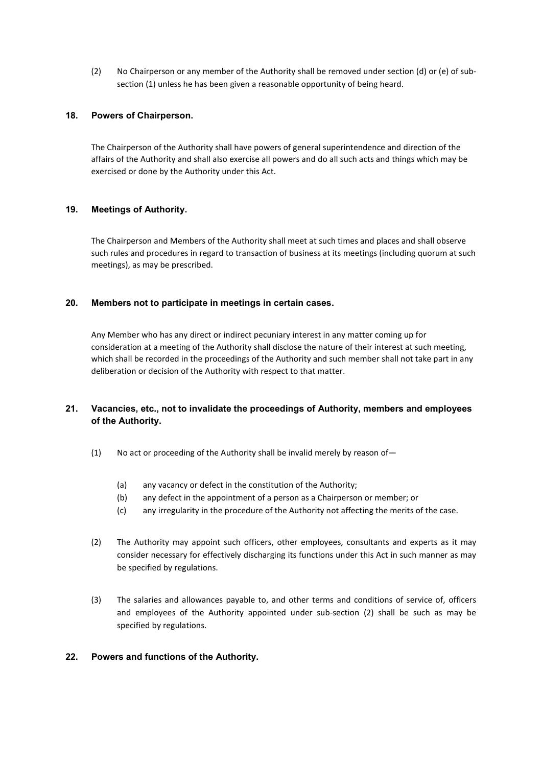(2) No Chairperson or any member of the Authority shall be removed under section (d) or (e) of sub-section (1) unless he has been given a reasonable opportunity of being heard.

### 18. Powers of Chairperson.

The Chairperson of the Authority shall have powers of general superintendence and direction of the affairs of the Authority and shall also exercise all powers and do all such acts and things which may be exercised or done by the Authority under this Act.

### 19. Meetings of Authority.

The Chairperson and Members of the Authority shall meet at such times and places and shall observe such rules and procedures in regard to transaction of business at its meetings (including quorum at such meetings), as may be prescribed.

### 20. Members not to participate in meetings in certain cases.

Any Member who has any direct or indirect pecuniary interest in any matter coming up for consideration at a meeting of the Authority shall disclose the nature of their interest at such meeting, which shall be recorded in the proceedings of the Authority and such member shall not take part in any deliberation or decision of the Authority with respect to that matter.

### 21. Vacancies, etc., not to invalidate the proceedings of Authority, members and employees of the Authority.

(1) No act or proceeding of the Authority shall be invalid merely by reason of—

  (a) any vacancy or defect in the constitution of the Authority;
  (b) any defect in the appointment of a person as a Chairperson or member; or
  (c) any irregularity in the procedure of the Authority not affecting the merits of the case.

(2) The Authority may appoint such officers, other employees, consultants and experts as it may consider necessary for effectively discharging its functions under this Act in such manner as may be specified by regulations.

(3) The salaries and allowances payable to, and other terms and conditions of service of, officers and employees of the Authority appointed under sub-section (2) shall be such as may be specified by regulations.

### 22. Powers and functions of the Authority.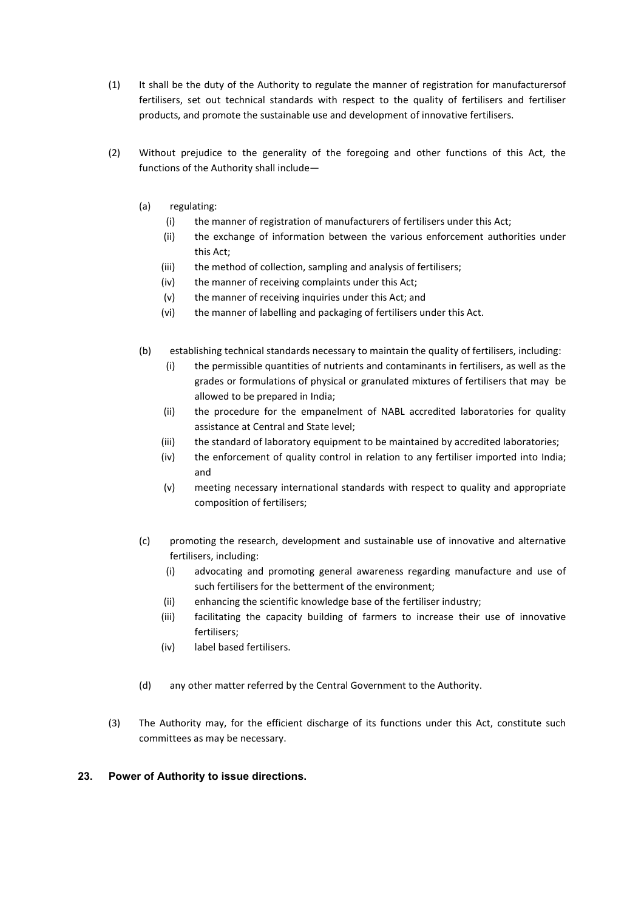(1) It shall be the duty of the Authority to regulate the manner of registration for manufacturersof fertilisers, set out technical standards with respect to the quality of fertilisers and fertiliser products, and promote the sustainable use and development of innovative fertilisers.

(2) Without prejudice to the generality of the foregoing and other functions of this Act, the functions of the Authority shall include—

(a) regulating:

(i) the manner of registration of manufacturers of fertilisers under this Act;

(ii) the exchange of information between the various enforcement authorities under this Act;

(iii) the method of collection, sampling and analysis of fertilisers;

(iv) the manner of receiving complaints under this Act;

(v) the manner of receiving inquiries under this Act; and

(vi) the manner of labelling and packaging of fertilisers under this Act.

(b) establishing technical standards necessary to maintain the quality of fertilisers, including:

(i) the permissible quantities of nutrients and contaminants in fertilisers, as well as the grades or formulations of physical or granulated mixtures of fertilisers that may be allowed to be prepared in India;

(ii) the procedure for the empanelment of NABL accredited laboratories for quality assistance at Central and State level;

(iii) the standard of laboratory equipment to be maintained by accredited laboratories;

(iv) the enforcement of quality control in relation to any fertiliser imported into India; and

(v) meeting necessary international standards with respect to quality and appropriate composition of fertilisers;

(c) promoting the research, development and sustainable use of innovative and alternative fertilisers, including:

(i) advocating and promoting general awareness regarding manufacture and use of such fertilisers for the betterment of the environment;

(ii) enhancing the scientific knowledge base of the fertiliser industry;

(iii) facilitating the capacity building of farmers to increase their use of innovative fertilisers;

(iv) label based fertilisers.

(d) any other matter referred by the Central Government to the Authority.

(3) The Authority may, for the efficient discharge of its functions under this Act, constitute such committees as may be necessary.

## 23. Power of Authority to issue directions.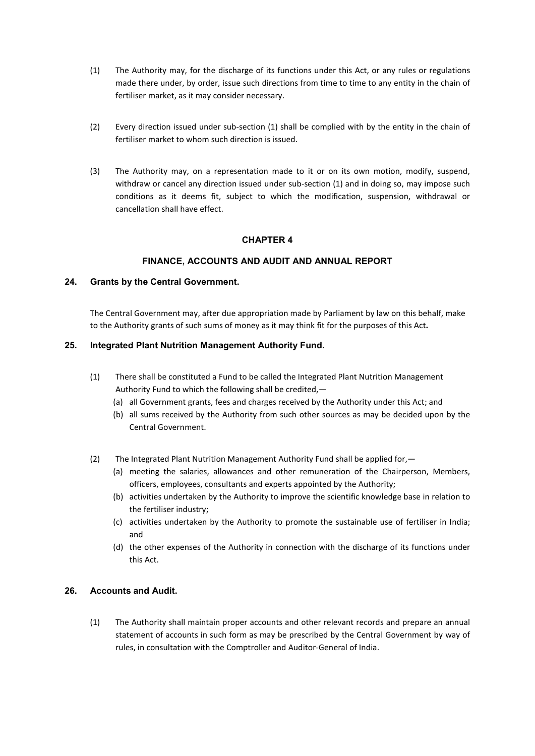(1) The Authority may, for the discharge of its functions under this Act, or any rules or regulations made there under, by order, issue such directions from time to time to any entity in the chain of fertiliser market, as it may consider necessary.

(2) Every direction issued under sub-section (1) shall be complied with by the entity in the chain of fertiliser market to whom such direction is issued.

(3) The Authority may, on a representation made to it or on its own motion, modify, suspend, withdraw or cancel any direction issued under sub-section (1) and in doing so, may impose such conditions as it deems fit, subject to which the modification, suspension, withdrawal or cancellation shall have effect.

## CHAPTER 4

## FINANCE, ACCOUNTS AND AUDIT AND ANNUAL REPORT

### 24. Grants by the Central Government.

The Central Government may, after due appropriation made by Parliament by law on this behalf, make to the Authority grants of such sums of money as it may think fit for the purposes of this Act**.**

### 25. Integrated Plant Nutrition Management Authority Fund.

(1) There shall be constituted a Fund to be called the Integrated Plant Nutrition Management Authority Fund to which the following shall be credited,—

(a) all Government grants, fees and charges received by the Authority under this Act; and

(b) all sums received by the Authority from such other sources as may be decided upon by the Central Government.

(2) The Integrated Plant Nutrition Management Authority Fund shall be applied for,—

(a) meeting the salaries, allowances and other remuneration of the Chairperson, Members, officers, employees, consultants and experts appointed by the Authority;

(b) activities undertaken by the Authority to improve the scientific knowledge base in relation to the fertiliser industry;

(c) activities undertaken by the Authority to promote the sustainable use of fertiliser in India; and

(d) the other expenses of the Authority in connection with the discharge of its functions under this Act.

### 26. Accounts and Audit.

(1) The Authority shall maintain proper accounts and other relevant records and prepare an annual statement of accounts in such form as may be prescribed by the Central Government by way of rules, in consultation with the Comptroller and Auditor-General of India.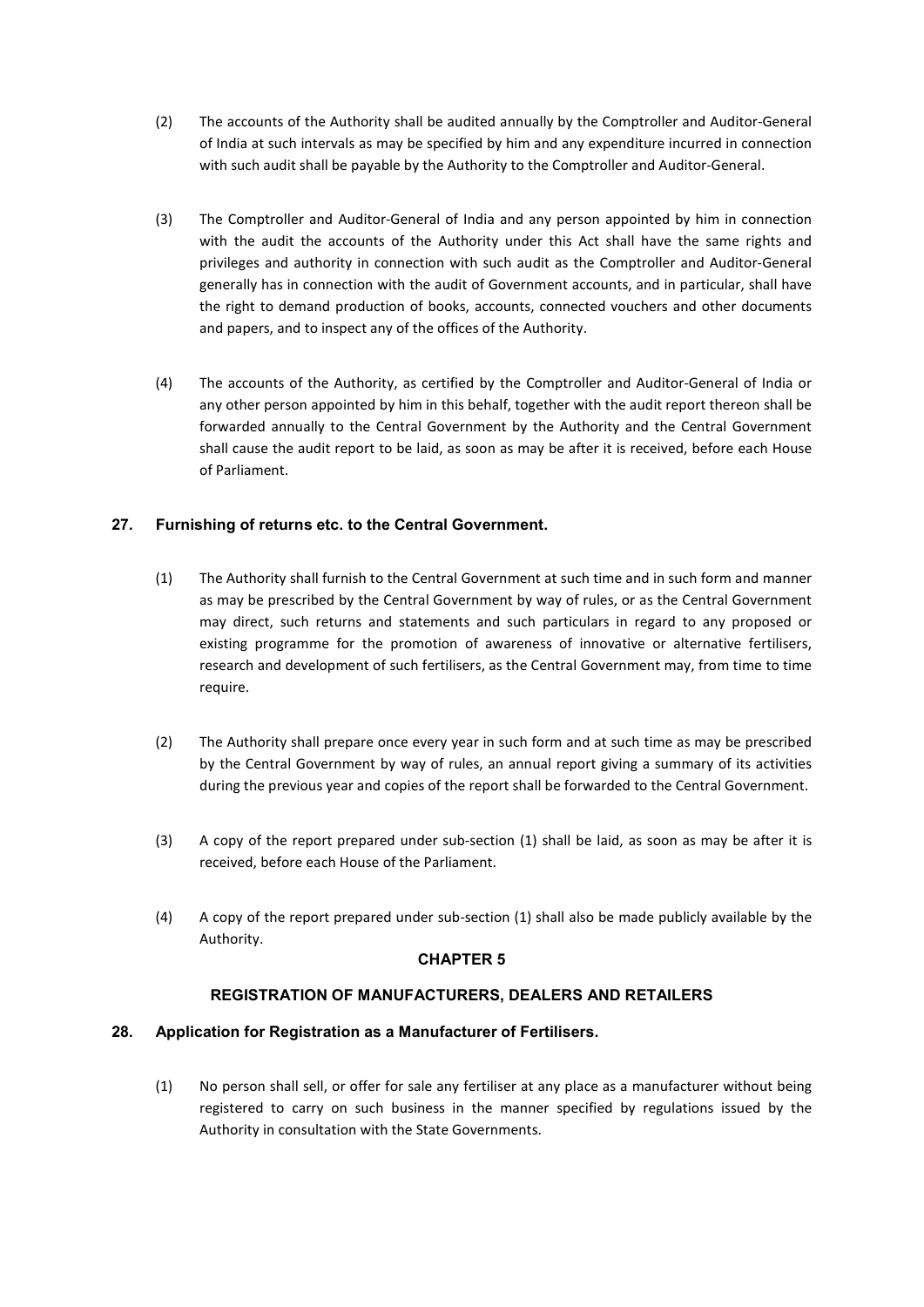(2) The accounts of the Authority shall be audited annually by the Comptroller and Auditor-General of India at such intervals as may be specified by him and any expenditure incurred in connection with such audit shall be payable by the Authority to the Comptroller and Auditor-General.

(3) The Comptroller and Auditor-General of India and any person appointed by him in connection with the audit the accounts of the Authority under this Act shall have the same rights and privileges and authority in connection with such audit as the Comptroller and Auditor-General generally has in connection with the audit of Government accounts, and in particular, shall have the right to demand production of books, accounts, connected vouchers and other documents and papers, and to inspect any of the offices of the Authority.

(4) The accounts of the Authority, as certified by the Comptroller and Auditor-General of India or any other person appointed by him in this behalf, together with the audit report thereon shall be forwarded annually to the Central Government by the Authority and the Central Government shall cause the audit report to be laid, as soon as may be after it is received, before each House of Parliament.

### 27. Furnishing of returns etc. to the Central Government.

(1) The Authority shall furnish to the Central Government at such time and in such form and manner as may be prescribed by the Central Government by way of rules, or as the Central Government may direct, such returns and statements and such particulars in regard to any proposed or existing programme for the promotion of awareness of innovative or alternative fertilisers, research and development of such fertilisers, as the Central Government may, from time to time require.

(2) The Authority shall prepare once every year in such form and at such time as may be prescribed by the Central Government by way of rules, an annual report giving a summary of its activities during the previous year and copies of the report shall be forwarded to the Central Government.

(3) A copy of the report prepared under sub-section (1) shall be laid, as soon as may be after it is received, before each House of the Parliament.

(4) A copy of the report prepared under sub-section (1) shall also be made publicly available by the Authority.

## CHAPTER 5

## REGISTRATION OF MANUFACTURERS, DEALERS AND RETAILERS

### 28. Application for Registration as a Manufacturer of Fertilisers.

(1) No person shall sell, or offer for sale any fertiliser at any place as a manufacturer without being registered to carry on such business in the manner specified by regulations issued by the Authority in consultation with the State Governments.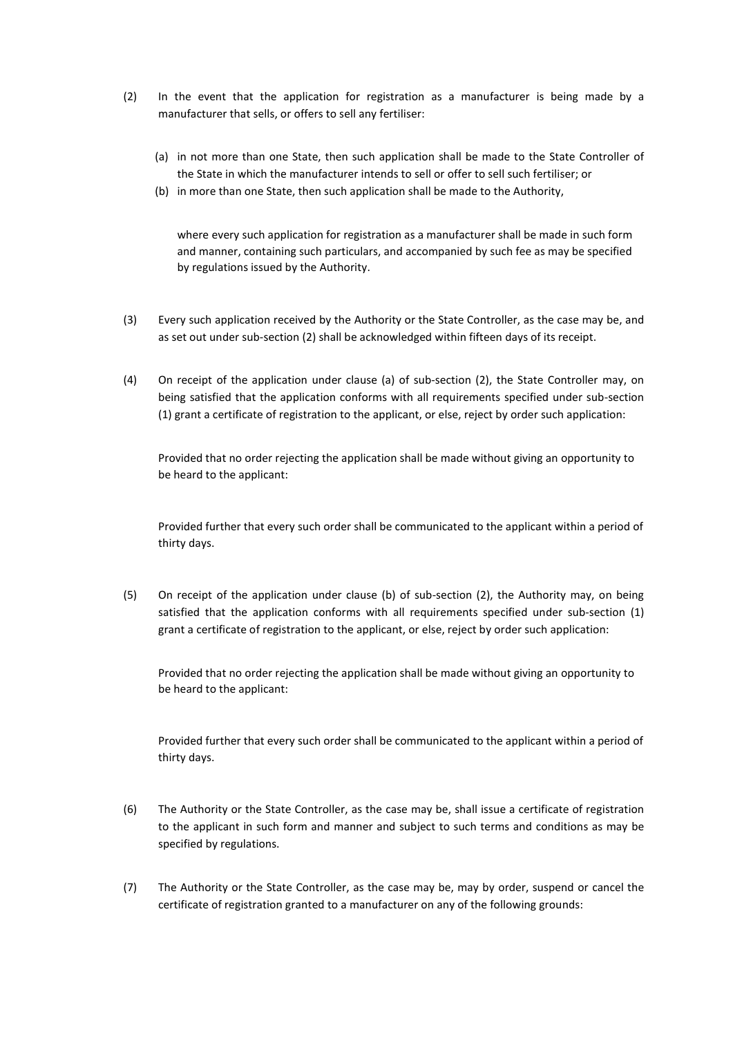(2) In the event that the application for registration as a manufacturer is being made by a manufacturer that sells, or offers to sell any fertiliser:

(a) in not more than one State, then such application shall be made to the State Controller of the State in which the manufacturer intends to sell or offer to sell such fertiliser; or

(b) in more than one State, then such application shall be made to the Authority,

where every such application for registration as a manufacturer shall be made in such form and manner, containing such particulars, and accompanied by such fee as may be specified by regulations issued by the Authority.

(3) Every such application received by the Authority or the State Controller, as the case may be, and as set out under sub-section (2) shall be acknowledged within fifteen days of its receipt.

(4) On receipt of the application under clause (a) of sub-section (2), the State Controller may, on being satisfied that the application conforms with all requirements specified under sub-section (1) grant a certificate of registration to the applicant, or else, reject by order such application:

Provided that no order rejecting the application shall be made without giving an opportunity to be heard to the applicant:

Provided further that every such order shall be communicated to the applicant within a period of thirty days.

(5) On receipt of the application under clause (b) of sub-section (2), the Authority may, on being satisfied that the application conforms with all requirements specified under sub-section (1) grant a certificate of registration to the applicant, or else, reject by order such application:

Provided that no order rejecting the application shall be made without giving an opportunity to be heard to the applicant:

Provided further that every such order shall be communicated to the applicant within a period of thirty days.

(6) The Authority or the State Controller, as the case may be, shall issue a certificate of registration to the applicant in such form and manner and subject to such terms and conditions as may be specified by regulations.

(7) The Authority or the State Controller, as the case may be, may by order, suspend or cancel the certificate of registration granted to a manufacturer on any of the following grounds: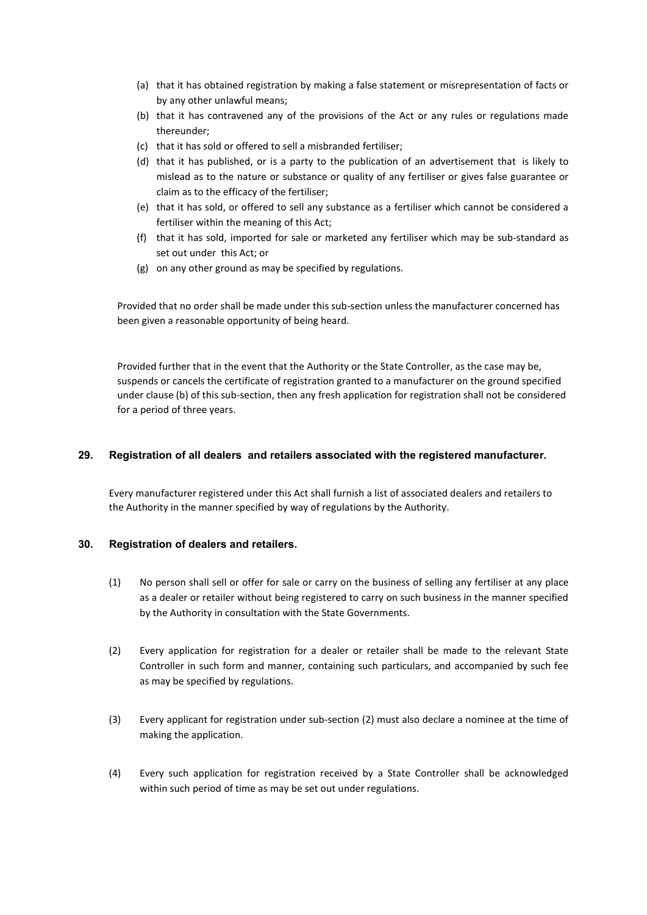(a) that it has obtained registration by making a false statement or misrepresentation of facts or by any other unlawful means;

(b) that it has contravened any of the provisions of the Act or any rules or regulations made thereunder;

(c) that it has sold or offered to sell a misbranded fertiliser;

(d) that it has published, or is a party to the publication of an advertisement that is likely to mislead as to the nature or substance or quality of any fertiliser or gives false guarantee or claim as to the efficacy of the fertiliser;

(e) that it has sold, or offered to sell any substance as a fertiliser which cannot be considered a fertiliser within the meaning of this Act;

(f) that it has sold, imported for sale or marketed any fertiliser which may be sub-standard as set out under this Act; or

(g) on any other ground as may be specified by regulations.

Provided that no order shall be made under this sub-section unless the manufacturer concerned has been given a reasonable opportunity of being heard.

Provided further that in the event that the Authority or the State Controller, as the case may be, suspends or cancels the certificate of registration granted to a manufacturer on the ground specified under clause (b) of this sub-section, then any fresh application for registration shall not be considered for a period of three years.

### 29. Registration of all dealers and retailers associated with the registered manufacturer.

Every manufacturer registered under this Act shall furnish a list of associated dealers and retailers to the Authority in the manner specified by way of regulations by the Authority.

### 30. Registration of dealers and retailers.

(1) No person shall sell or offer for sale or carry on the business of selling any fertiliser at any place as a dealer or retailer without being registered to carry on such business in the manner specified by the Authority in consultation with the State Governments.

(2) Every application for registration for a dealer or retailer shall be made to the relevant State Controller in such form and manner, containing such particulars, and accompanied by such fee as may be specified by regulations.

(3) Every applicant for registration under sub-section (2) must also declare a nominee at the time of making the application.

(4) Every such application for registration received by a State Controller shall be acknowledged within such period of time as may be set out under regulations.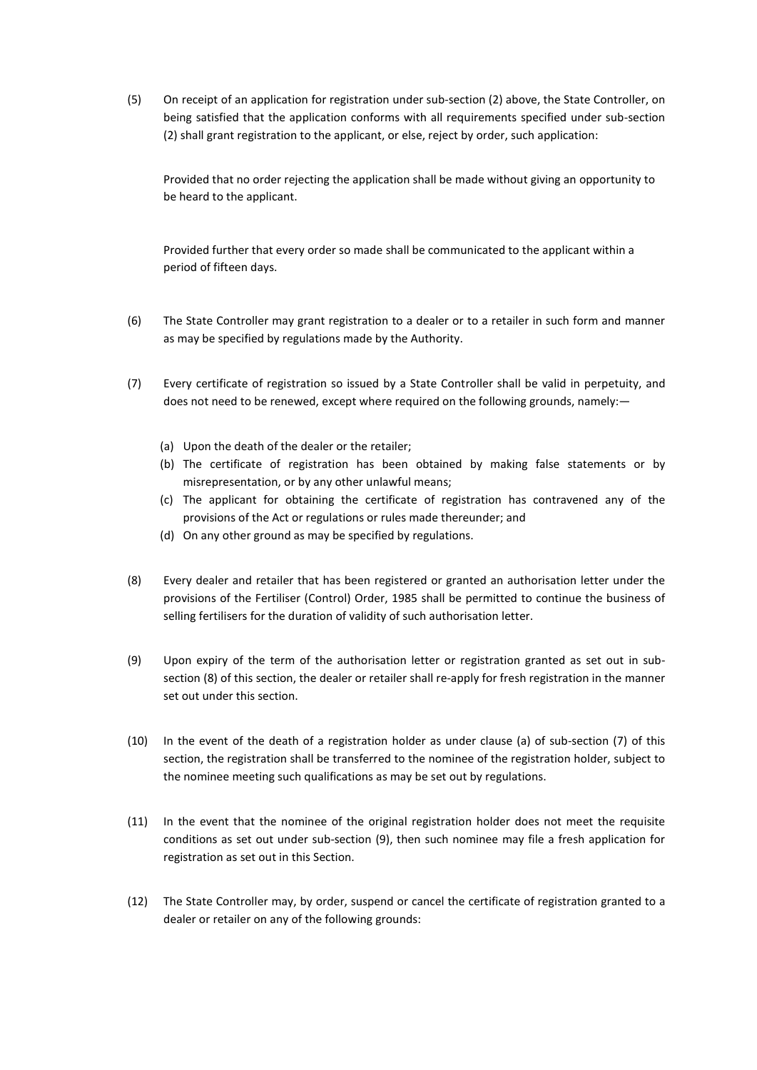(5) On receipt of an application for registration under sub-section (2) above, the State Controller, on being satisfied that the application conforms with all requirements specified under sub-section (2) shall grant registration to the applicant, or else, reject by order, such application:

Provided that no order rejecting the application shall be made without giving an opportunity to be heard to the applicant.

Provided further that every order so made shall be communicated to the applicant within a period of fifteen days.

(6) The State Controller may grant registration to a dealer or to a retailer in such form and manner as may be specified by regulations made by the Authority.

(7) Every certificate of registration so issued by a State Controller shall be valid in perpetuity, and does not need to be renewed, except where required on the following grounds, namely:—

   (a) Upon the death of the dealer or the retailer;
   (b) The certificate of registration has been obtained by making false statements or by misrepresentation, or by any other unlawful means;
   (c) The applicant for obtaining the certificate of registration has contravened any of the provisions of the Act or regulations or rules made thereunder; and
   (d) On any other ground as may be specified by regulations.

(8) Every dealer and retailer that has been registered or granted an authorisation letter under the provisions of the Fertiliser (Control) Order, 1985 shall be permitted to continue the business of selling fertilisers for the duration of validity of such authorisation letter.

(9) Upon expiry of the term of the authorisation letter or registration granted as set out in sub-section (8) of this section, the dealer or retailer shall re-apply for fresh registration in the manner set out under this section.

(10) In the event of the death of a registration holder as under clause (a) of sub-section (7) of this section, the registration shall be transferred to the nominee of the registration holder, subject to the nominee meeting such qualifications as may be set out by regulations.

(11) In the event that the nominee of the original registration holder does not meet the requisite conditions as set out under sub-section (9), then such nominee may file a fresh application for registration as set out in this Section.

(12) The State Controller may, by order, suspend or cancel the certificate of registration granted to a dealer or retailer on any of the following grounds: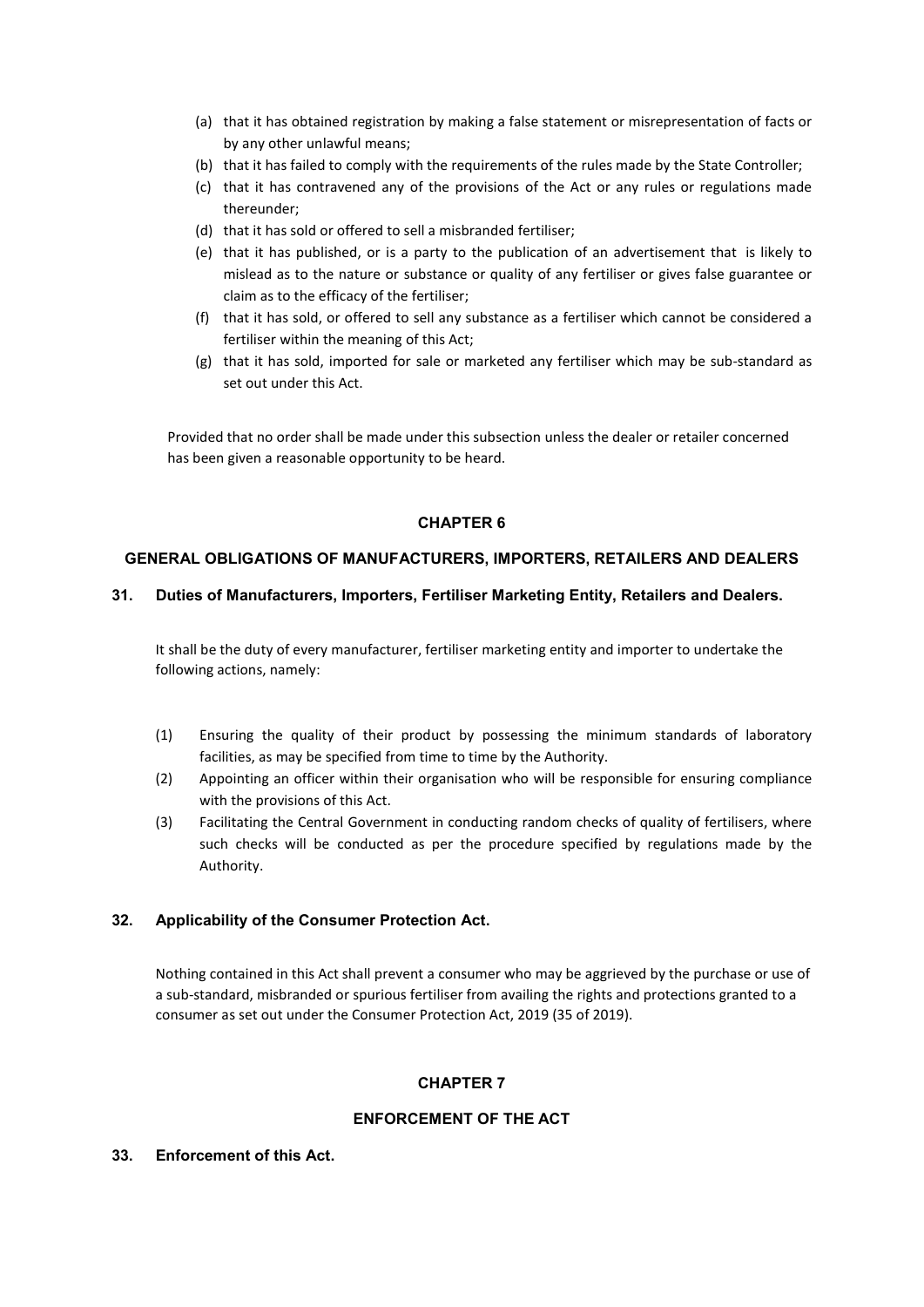(a) that it has obtained registration by making a false statement or misrepresentation of facts or by any other unlawful means;

(b) that it has failed to comply with the requirements of the rules made by the State Controller;

(c) that it has contravened any of the provisions of the Act or any rules or regulations made thereunder;

(d) that it has sold or offered to sell a misbranded fertiliser;

(e) that it has published, or is a party to the publication of an advertisement that is likely to mislead as to the nature or substance or quality of any fertiliser or gives false guarantee or claim as to the efficacy of the fertiliser;

(f) that it has sold, or offered to sell any substance as a fertiliser which cannot be considered a fertiliser within the meaning of this Act;

(g) that it has sold, imported for sale or marketed any fertiliser which may be sub-standard as set out under this Act.

Provided that no order shall be made under this subsection unless the dealer or retailer concerned has been given a reasonable opportunity to be heard.

## CHAPTER 6

## GENERAL OBLIGATIONS OF MANUFACTURERS, IMPORTERS, RETAILERS AND DEALERS

### 31. Duties of Manufacturers, Importers, Fertiliser Marketing Entity, Retailers and Dealers.

It shall be the duty of every manufacturer, fertiliser marketing entity and importer to undertake the following actions, namely:

(1) Ensuring the quality of their product by possessing the minimum standards of laboratory facilities, as may be specified from time to time by the Authority.

(2) Appointing an officer within their organisation who will be responsible for ensuring compliance with the provisions of this Act.

(3) Facilitating the Central Government in conducting random checks of quality of fertilisers, where such checks will be conducted as per the procedure specified by regulations made by the Authority.

### 32. Applicability of the Consumer Protection Act.

Nothing contained in this Act shall prevent a consumer who may be aggrieved by the purchase or use of a sub-standard, misbranded or spurious fertiliser from availing the rights and protections granted to a consumer as set out under the Consumer Protection Act, 2019 (35 of 2019).

## CHAPTER 7

## ENFORCEMENT OF THE ACT

### 33. Enforcement of this Act.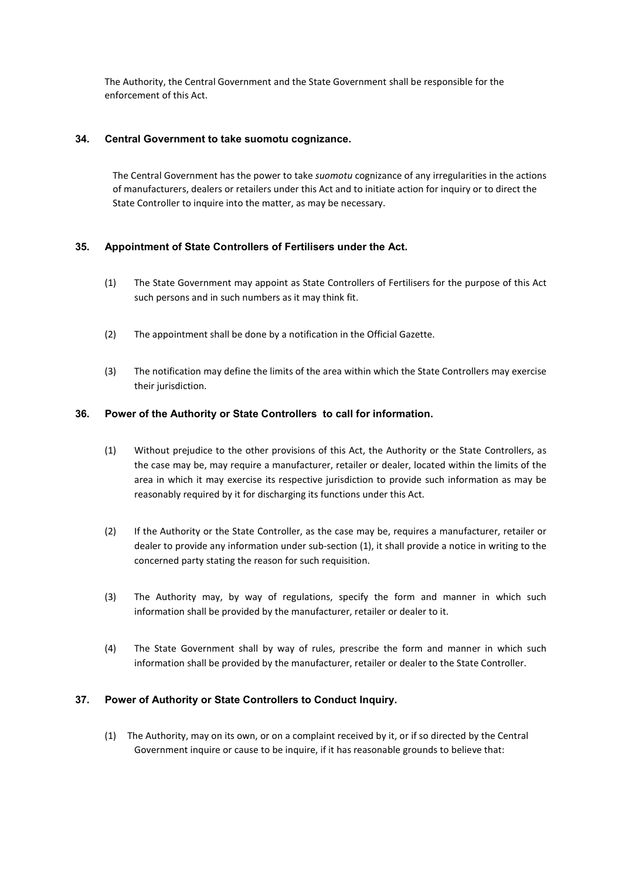The Authority, the Central Government and the State Government shall be responsible for the enforcement of this Act.

### 34. Central Government to take suomotu cognizance.

The Central Government has the power to take *suomotu* cognizance of any irregularities in the actions of manufacturers, dealers or retailers under this Act and to initiate action for inquiry or to direct the State Controller to inquire into the matter, as may be necessary.

### 35. Appointment of State Controllers of Fertilisers under the Act.

(1) The State Government may appoint as State Controllers of Fertilisers for the purpose of this Act such persons and in such numbers as it may think fit.

(2) The appointment shall be done by a notification in the Official Gazette.

(3) The notification may define the limits of the area within which the State Controllers may exercise their jurisdiction.

### 36. Power of the Authority or State Controllers to call for information.

(1) Without prejudice to the other provisions of this Act, the Authority or the State Controllers, as the case may be, may require a manufacturer, retailer or dealer, located within the limits of the area in which it may exercise its respective jurisdiction to provide such information as may be reasonably required by it for discharging its functions under this Act.

(2) If the Authority or the State Controller, as the case may be, requires a manufacturer, retailer or dealer to provide any information under sub-section (1), it shall provide a notice in writing to the concerned party stating the reason for such requisition.

(3) The Authority may, by way of regulations, specify the form and manner in which such information shall be provided by the manufacturer, retailer or dealer to it.

(4) The State Government shall by way of rules, prescribe the form and manner in which such information shall be provided by the manufacturer, retailer or dealer to the State Controller.

### 37. Power of Authority or State Controllers to Conduct Inquiry.

(1) The Authority, may on its own, or on a complaint received by it, or if so directed by the Central Government inquire or cause to be inquire, if it has reasonable grounds to believe that: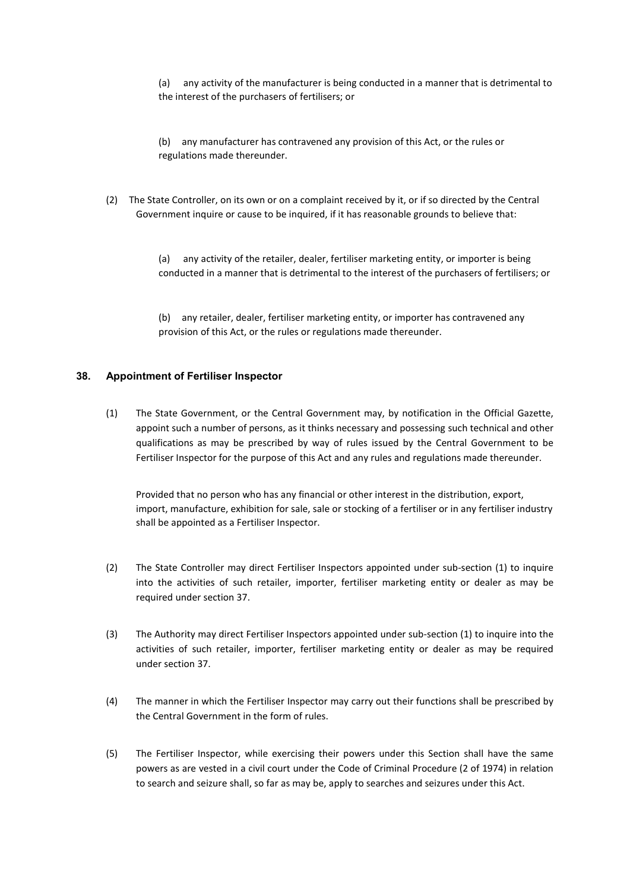(a) any activity of the manufacturer is being conducted in a manner that is detrimental to the interest of the purchasers of fertilisers; or

(b) any manufacturer has contravened any provision of this Act, or the rules or regulations made thereunder.

(2) The State Controller, on its own or on a complaint received by it, or if so directed by the Central Government inquire or cause to be inquired, if it has reasonable grounds to believe that:

(a) any activity of the retailer, dealer, fertiliser marketing entity, or importer is being conducted in a manner that is detrimental to the interest of the purchasers of fertilisers; or

(b) any retailer, dealer, fertiliser marketing entity, or importer has contravened any provision of this Act, or the rules or regulations made thereunder.

### 38. Appointment of Fertiliser Inspector

(1) The State Government, or the Central Government may, by notification in the Official Gazette, appoint such a number of persons, as it thinks necessary and possessing such technical and other qualifications as may be prescribed by way of rules issued by the Central Government to be Fertiliser Inspector for the purpose of this Act and any rules and regulations made thereunder.

Provided that no person who has any financial or other interest in the distribution, export, import, manufacture, exhibition for sale, sale or stocking of a fertiliser or in any fertiliser industry shall be appointed as a Fertiliser Inspector.

(2) The State Controller may direct Fertiliser Inspectors appointed under sub-section (1) to inquire into the activities of such retailer, importer, fertiliser marketing entity or dealer as may be required under section 37.

(3) The Authority may direct Fertiliser Inspectors appointed under sub-section (1) to inquire into the activities of such retailer, importer, fertiliser marketing entity or dealer as may be required under section 37.

(4) The manner in which the Fertiliser Inspector may carry out their functions shall be prescribed by the Central Government in the form of rules.

(5) The Fertiliser Inspector, while exercising their powers under this Section shall have the same powers as are vested in a civil court under the Code of Criminal Procedure (2 of 1974) in relation to search and seizure shall, so far as may be, apply to searches and seizures under this Act.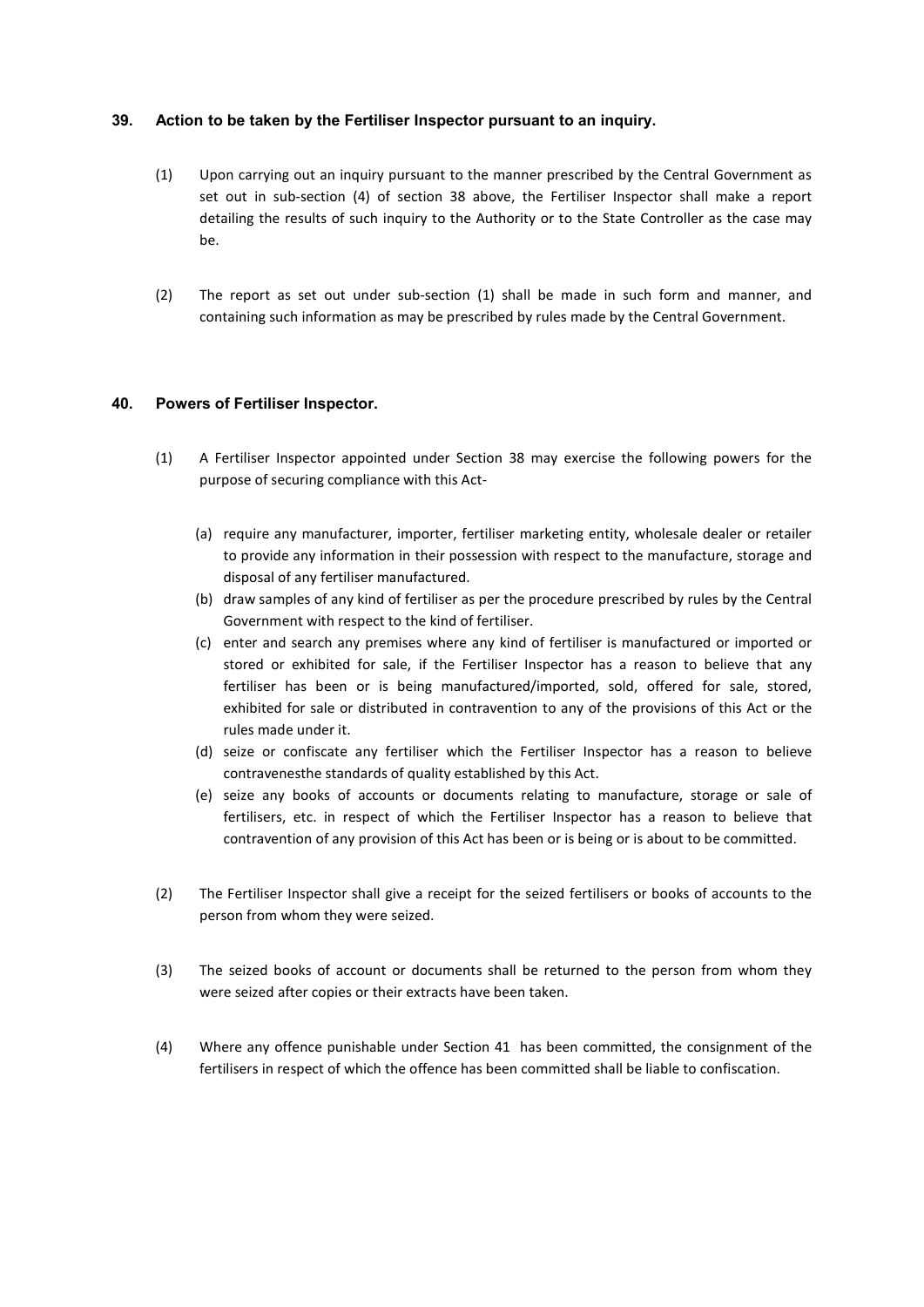### 39. Action to be taken by the Fertiliser Inspector pursuant to an inquiry.

(1) Upon carrying out an inquiry pursuant to the manner prescribed by the Central Government as set out in sub-section (4) of section 38 above, the Fertiliser Inspector shall make a report detailing the results of such inquiry to the Authority or to the State Controller as the case may be.

(2) The report as set out under sub-section (1) shall be made in such form and manner, and containing such information as may be prescribed by rules made by the Central Government.

### 40. Powers of Fertiliser Inspector.

(1) A Fertiliser Inspector appointed under Section 38 may exercise the following powers for the purpose of securing compliance with this Act-

(a) require any manufacturer, importer, fertiliser marketing entity, wholesale dealer or retailer to provide any information in their possession with respect to the manufacture, storage and disposal of any fertiliser manufactured.

(b) draw samples of any kind of fertiliser as per the procedure prescribed by rules by the Central Government with respect to the kind of fertiliser.

(c) enter and search any premises where any kind of fertiliser is manufactured or imported or stored or exhibited for sale, if the Fertiliser Inspector has a reason to believe that any fertiliser has been or is being manufactured/imported, sold, offered for sale, stored, exhibited for sale or distributed in contravention to any of the provisions of this Act or the rules made under it.

(d) seize or confiscate any fertiliser which the Fertiliser Inspector has a reason to believe contravenesthe standards of quality established by this Act.

(e) seize any books of accounts or documents relating to manufacture, storage or sale of fertilisers, etc. in respect of which the Fertiliser Inspector has a reason to believe that contravention of any provision of this Act has been or is being or is about to be committed.

(2) The Fertiliser Inspector shall give a receipt for the seized fertilisers or books of accounts to the person from whom they were seized.

(3) The seized books of account or documents shall be returned to the person from whom they were seized after copies or their extracts have been taken.

(4) Where any offence punishable under Section 41 has been committed, the consignment of the fertilisers in respect of which the offence has been committed shall be liable to confiscation.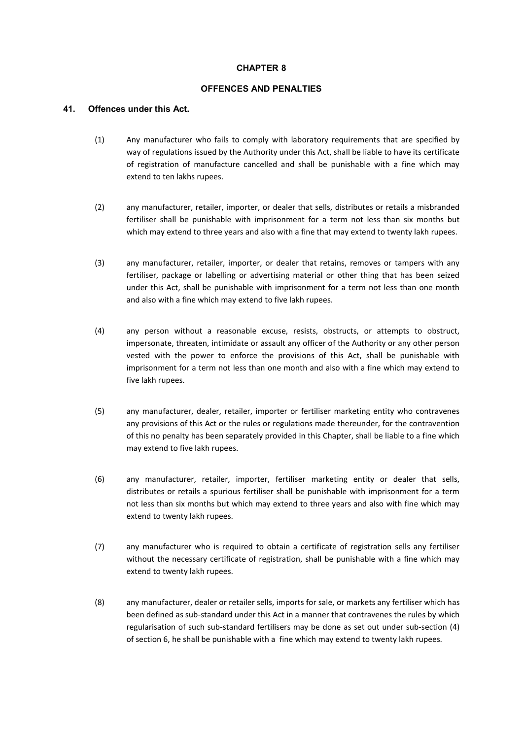## CHAPTER 8

## OFFENCES AND PENALTIES

### 41. Offences under this Act.

(1) Any manufacturer who fails to comply with laboratory requirements that are specified by way of regulations issued by the Authority under this Act, shall be liable to have its certificate of registration of manufacture cancelled and shall be punishable with a fine which may extend to ten lakhs rupees.

(2) any manufacturer, retailer, importer, or dealer that sells, distributes or retails a misbranded fertiliser shall be punishable with imprisonment for a term not less than six months but which may extend to three years and also with a fine that may extend to twenty lakh rupees.

(3) any manufacturer, retailer, importer, or dealer that retains, removes or tampers with any fertiliser, package or labelling or advertising material or other thing that has been seized under this Act, shall be punishable with imprisonment for a term not less than one month and also with a fine which may extend to five lakh rupees.

(4) any person without a reasonable excuse, resists, obstructs, or attempts to obstruct, impersonate, threaten, intimidate or assault any officer of the Authority or any other person vested with the power to enforce the provisions of this Act, shall be punishable with imprisonment for a term not less than one month and also with a fine which may extend to five lakh rupees.

(5) any manufacturer, dealer, retailer, importer or fertiliser marketing entity who contravenes any provisions of this Act or the rules or regulations made thereunder, for the contravention of this no penalty has been separately provided in this Chapter, shall be liable to a fine which may extend to five lakh rupees.

(6) any manufacturer, retailer, importer, fertiliser marketing entity or dealer that sells, distributes or retails a spurious fertiliser shall be punishable with imprisonment for a term not less than six months but which may extend to three years and also with fine which may extend to twenty lakh rupees.

(7) any manufacturer who is required to obtain a certificate of registration sells any fertiliser without the necessary certificate of registration, shall be punishable with a fine which may extend to twenty lakh rupees.

(8) any manufacturer, dealer or retailer sells, imports for sale, or markets any fertiliser which has been defined as sub-standard under this Act in a manner that contravenes the rules by which regularisation of such sub-standard fertilisers may be done as set out under sub-section (4) of section 6, he shall be punishable with a fine which may extend to twenty lakh rupees.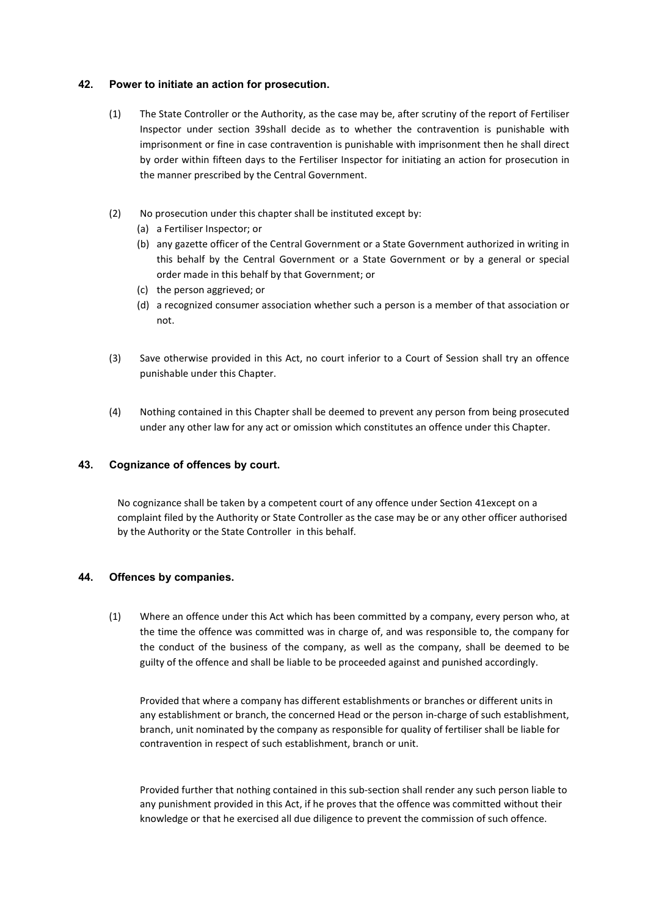## 42. Power to initiate an action for prosecution.

(1) The State Controller or the Authority, as the case may be, after scrutiny of the report of Fertiliser Inspector under section 39shall decide as to whether the contravention is punishable with imprisonment or fine in case contravention is punishable with imprisonment then he shall direct by order within fifteen days to the Fertiliser Inspector for initiating an action for prosecution in the manner prescribed by the Central Government.

(2) No prosecution under this chapter shall be instituted except by:

   (a) a Fertiliser Inspector; or

   (b) any gazette officer of the Central Government or a State Government authorized in writing in this behalf by the Central Government or a State Government or by a general or special order made in this behalf by that Government; or

   (c) the person aggrieved; or

   (d) a recognized consumer association whether such a person is a member of that association or not.

(3) Save otherwise provided in this Act, no court inferior to a Court of Session shall try an offence punishable under this Chapter.

(4) Nothing contained in this Chapter shall be deemed to prevent any person from being prosecuted under any other law for any act or omission which constitutes an offence under this Chapter.

## 43. Cognizance of offences by court.

No cognizance shall be taken by a competent court of any offence under Section 41except on a complaint filed by the Authority or State Controller as the case may be or any other officer authorised by the Authority or the State Controller in this behalf.

## 44. Offences by companies.

(1) Where an offence under this Act which has been committed by a company, every person who, at the time the offence was committed was in charge of, and was responsible to, the company for the conduct of the business of the company, as well as the company, shall be deemed to be guilty of the offence and shall be liable to be proceeded against and punished accordingly.

Provided that where a company has different establishments or branches or different units in any establishment or branch, the concerned Head or the person in-charge of such establishment, branch, unit nominated by the company as responsible for quality of fertiliser shall be liable for contravention in respect of such establishment, branch or unit.

Provided further that nothing contained in this sub-section shall render any such person liable to any punishment provided in this Act, if he proves that the offence was committed without their knowledge or that he exercised all due diligence to prevent the commission of such offence.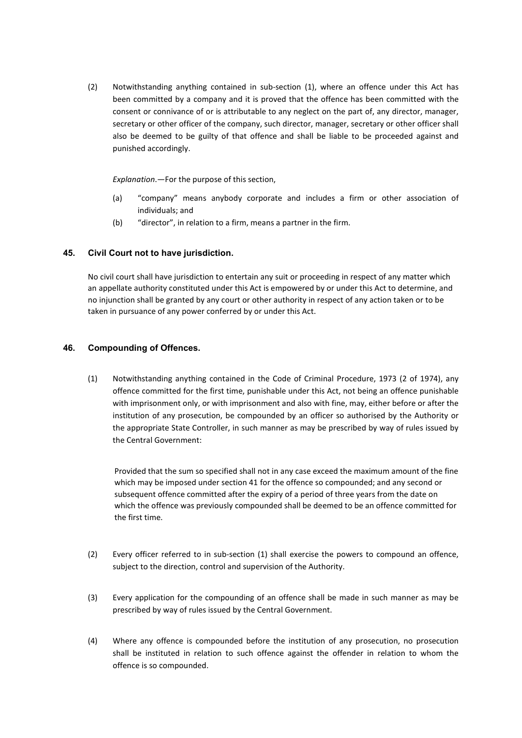(2) Notwithstanding anything contained in sub-section (1), where an offence under this Act has been committed by a company and it is proved that the offence has been committed with the consent or connivance of or is attributable to any neglect on the part of, any director, manager, secretary or other officer of the company, such director, manager, secretary or other officer shall also be deemed to be guilty of that offence and shall be liable to be proceeded against and punished accordingly.

*Explanation*.—For the purpose of this section,

(a) "company" means anybody corporate and includes a firm or other association of individuals; and

(b) "director", in relation to a firm, means a partner in the firm.

### 45. Civil Court not to have jurisdiction.

No civil court shall have jurisdiction to entertain any suit or proceeding in respect of any matter which an appellate authority constituted under this Act is empowered by or under this Act to determine, and no injunction shall be granted by any court or other authority in respect of any action taken or to be taken in pursuance of any power conferred by or under this Act.

### 46. Compounding of Offences.

(1) Notwithstanding anything contained in the Code of Criminal Procedure, 1973 (2 of 1974), any offence committed for the first time, punishable under this Act, not being an offence punishable with imprisonment only, or with imprisonment and also with fine, may, either before or after the institution of any prosecution, be compounded by an officer so authorised by the Authority or the appropriate State Controller, in such manner as may be prescribed by way of rules issued by the Central Government:

Provided that the sum so specified shall not in any case exceed the maximum amount of the fine which may be imposed under section 41 for the offence so compounded; and any second or subsequent offence committed after the expiry of a period of three years from the date on which the offence was previously compounded shall be deemed to be an offence committed for the first time.

(2) Every officer referred to in sub-section (1) shall exercise the powers to compound an offence, subject to the direction, control and supervision of the Authority.

(3) Every application for the compounding of an offence shall be made in such manner as may be prescribed by way of rules issued by the Central Government.

(4) Where any offence is compounded before the institution of any prosecution, no prosecution shall be instituted in relation to such offence against the offender in relation to whom the offence is so compounded.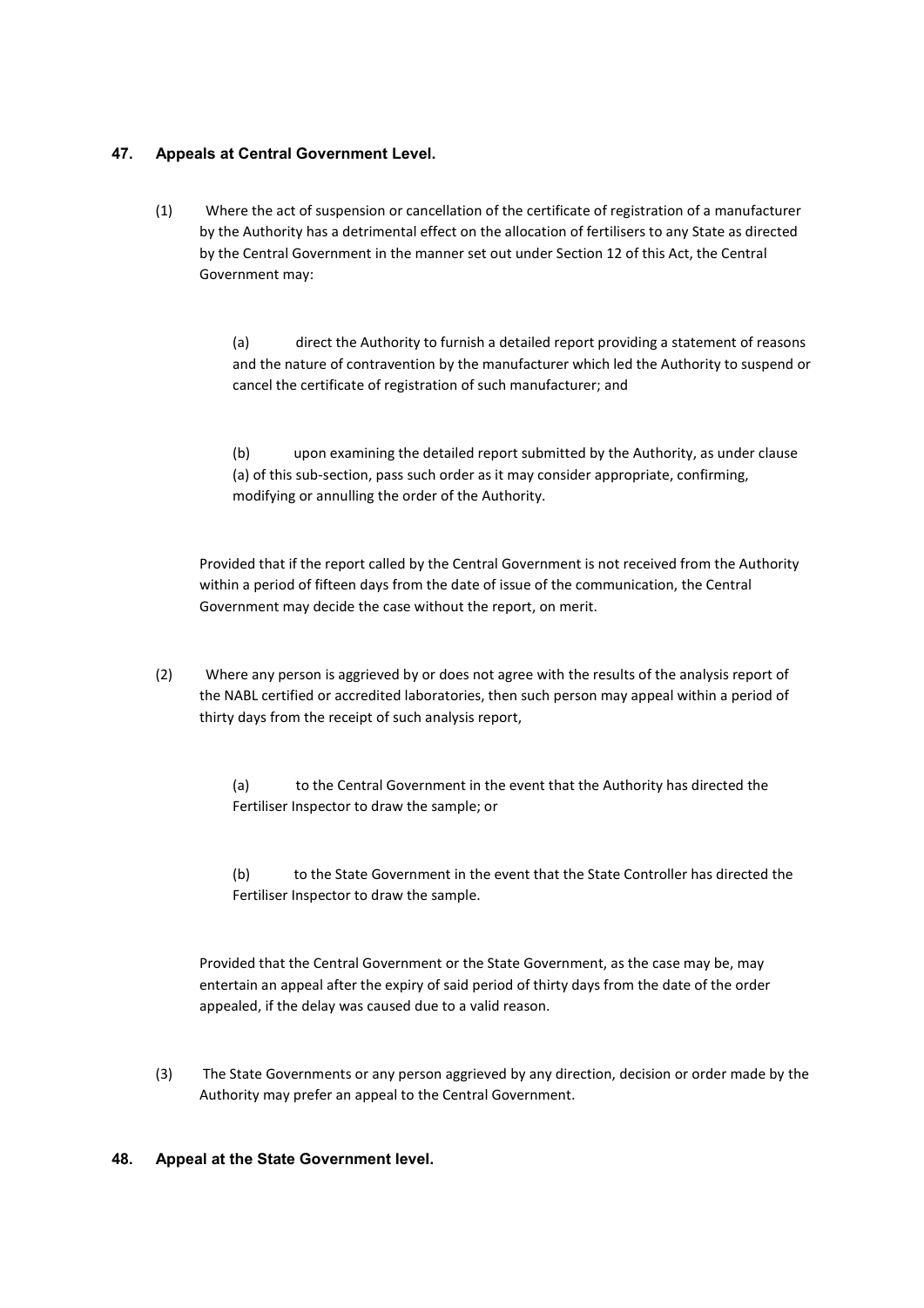### 47. Appeals at Central Government Level.

(1) Where the act of suspension or cancellation of the certificate of registration of a manufacturer by the Authority has a detrimental effect on the allocation of fertilisers to any State as directed by the Central Government in the manner set out under Section 12 of this Act, the Central Government may:

> (a) direct the Authority to furnish a detailed report providing a statement of reasons and the nature of contravention by the manufacturer which led the Authority to suspend or cancel the certificate of registration of such manufacturer; and
>
> (b) upon examining the detailed report submitted by the Authority, as under clause (a) of this sub-section, pass such order as it may consider appropriate, confirming, modifying or annulling the order of the Authority.

Provided that if the report called by the Central Government is not received from the Authority within a period of fifteen days from the date of issue of the communication, the Central Government may decide the case without the report, on merit.

(2) Where any person is aggrieved by or does not agree with the results of the analysis report of the NABL certified or accredited laboratories, then such person may appeal within a period of thirty days from the receipt of such analysis report,

> (a) to the Central Government in the event that the Authority has directed the Fertiliser Inspector to draw the sample; or
>
> (b) to the State Government in the event that the State Controller has directed the Fertiliser Inspector to draw the sample.

Provided that the Central Government or the State Government, as the case may be, may entertain an appeal after the expiry of said period of thirty days from the date of the order appealed, if the delay was caused due to a valid reason.

(3) The State Governments or any person aggrieved by any direction, decision or order made by the Authority may prefer an appeal to the Central Government.

### 48. Appeal at the State Government level.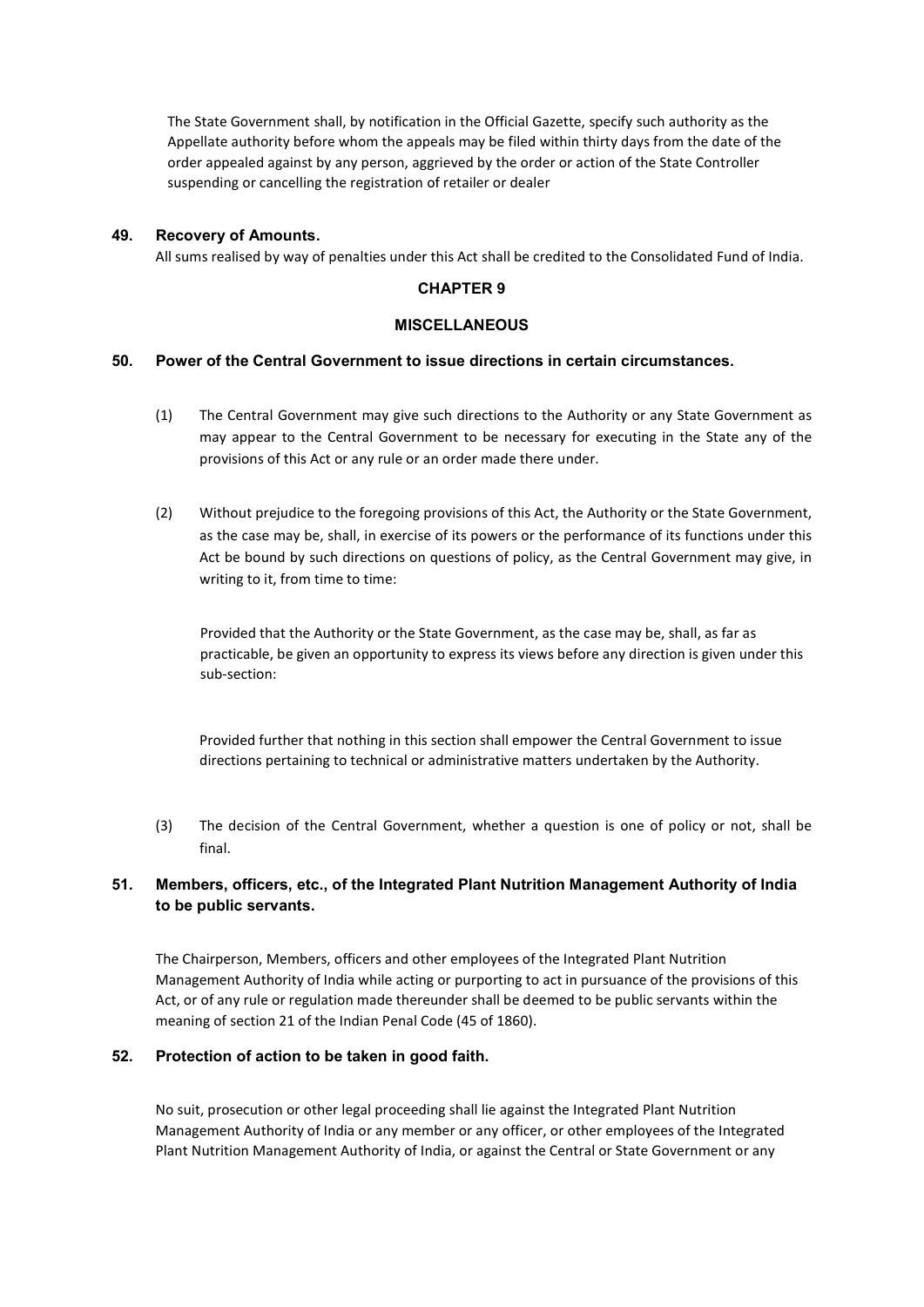The State Government shall, by notification in the Official Gazette, specify such authority as the Appellate authority before whom the appeals may be filed within thirty days from the date of the order appealed against by any person, aggrieved by the order or action of the State Controller suspending or cancelling the registration of retailer or dealer

### 49. Recovery of Amounts.

All sums realised by way of penalties under this Act shall be credited to the Consolidated Fund of India.

## CHAPTER 9

## MISCELLANEOUS

### 50. Power of the Central Government to issue directions in certain circumstances.

(1) The Central Government may give such directions to the Authority or any State Government as may appear to the Central Government to be necessary for executing in the State any of the provisions of this Act or any rule or an order made there under.

(2) Without prejudice to the foregoing provisions of this Act, the Authority or the State Government, as the case may be, shall, in exercise of its powers or the performance of its functions under this Act be bound by such directions on questions of policy, as the Central Government may give, in writing to it, from time to time:

Provided that the Authority or the State Government, as the case may be, shall, as far as practicable, be given an opportunity to express its views before any direction is given under this sub-section:

Provided further that nothing in this section shall empower the Central Government to issue directions pertaining to technical or administrative matters undertaken by the Authority.

(3) The decision of the Central Government, whether a question is one of policy or not, shall be final.

### 51. Members, officers, etc., of the Integrated Plant Nutrition Management Authority of India to be public servants.

The Chairperson, Members, officers and other employees of the Integrated Plant Nutrition Management Authority of India while acting or purporting to act in pursuance of the provisions of this Act, or of any rule or regulation made thereunder shall be deemed to be public servants within the meaning of section 21 of the Indian Penal Code (45 of 1860).

### 52. Protection of action to be taken in good faith.

No suit, prosecution or other legal proceeding shall lie against the Integrated Plant Nutrition Management Authority of India or any member or any officer, or other employees of the Integrated Plant Nutrition Management Authority of India, or against the Central or State Government or any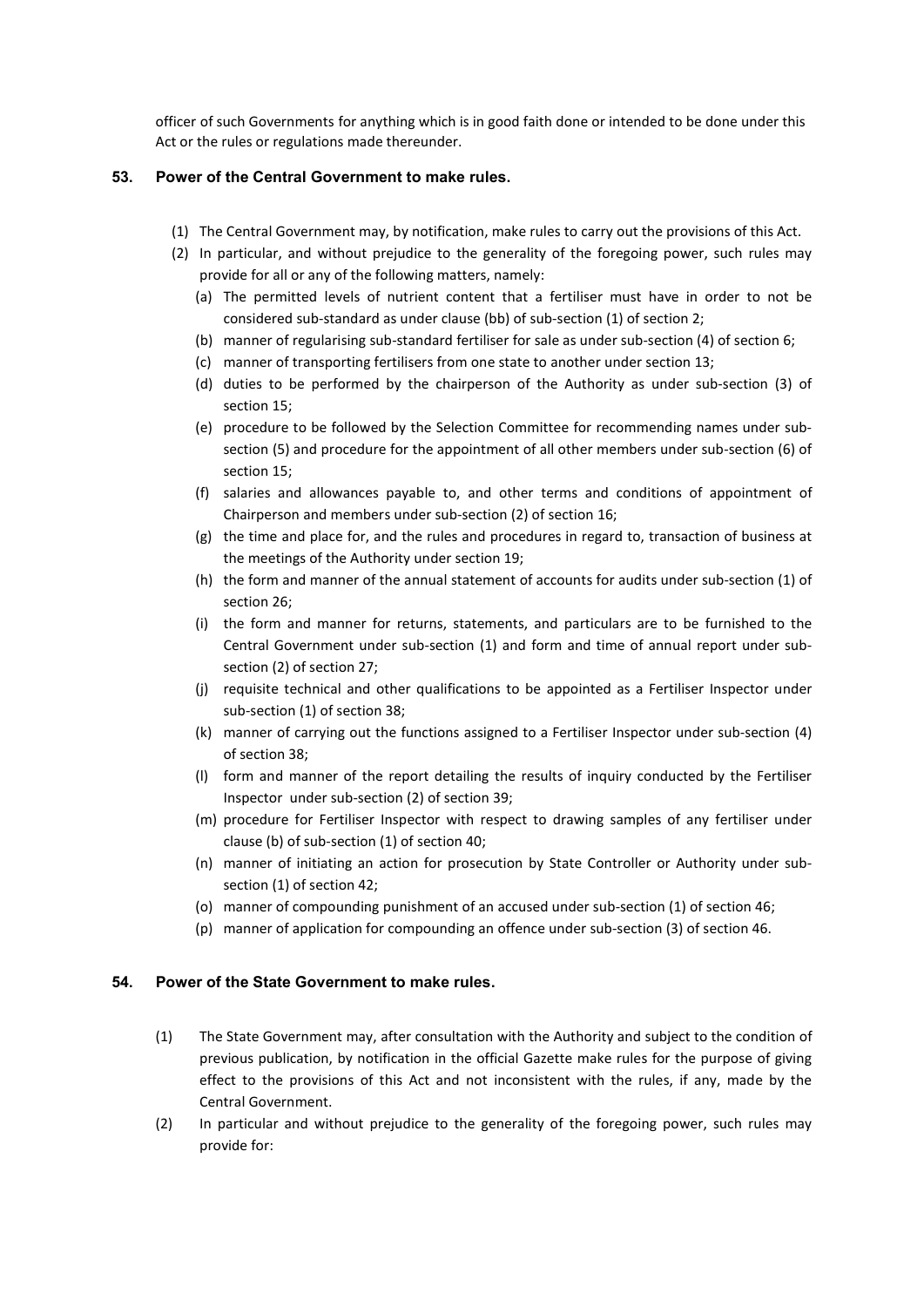officer of such Governments for anything which is in good faith done or intended to be done under this Act or the rules or regulations made thereunder.

### 53. Power of the Central Government to make rules.

(1) The Central Government may, by notification, make rules to carry out the provisions of this Act.

(2) In particular, and without prejudice to the generality of the foregoing power, such rules may provide for all or any of the following matters, namely:

(a) The permitted levels of nutrient content that a fertiliser must have in order to not be considered sub-standard as under clause (bb) of sub-section (1) of section 2;

(b) manner of regularising sub-standard fertiliser for sale as under sub-section (4) of section 6;

(c) manner of transporting fertilisers from one state to another under section 13;

(d) duties to be performed by the chairperson of the Authority as under sub-section (3) of section 15;

(e) procedure to be followed by the Selection Committee for recommending names under sub-section (5) and procedure for the appointment of all other members under sub-section (6) of section 15;

(f) salaries and allowances payable to, and other terms and conditions of appointment of Chairperson and members under sub-section (2) of section 16;

(g) the time and place for, and the rules and procedures in regard to, transaction of business at the meetings of the Authority under section 19;

(h) the form and manner of the annual statement of accounts for audits under sub-section (1) of section 26;

(i) the form and manner for returns, statements, and particulars are to be furnished to the Central Government under sub-section (1) and form and time of annual report under sub-section (2) of section 27;

(j) requisite technical and other qualifications to be appointed as a Fertiliser Inspector under sub-section (1) of section 38;

(k) manner of carrying out the functions assigned to a Fertiliser Inspector under sub-section (4) of section 38;

(l) form and manner of the report detailing the results of inquiry conducted by the Fertiliser Inspector under sub-section (2) of section 39;

(m) procedure for Fertiliser Inspector with respect to drawing samples of any fertiliser under clause (b) of sub-section (1) of section 40;

(n) manner of initiating an action for prosecution by State Controller or Authority under sub-section (1) of section 42;

(o) manner of compounding punishment of an accused under sub-section (1) of section 46;

(p) manner of application for compounding an offence under sub-section (3) of section 46.

### 54. Power of the State Government to make rules.

(1) The State Government may, after consultation with the Authority and subject to the condition of previous publication, by notification in the official Gazette make rules for the purpose of giving effect to the provisions of this Act and not inconsistent with the rules, if any, made by the Central Government.

(2) In particular and without prejudice to the generality of the foregoing power, such rules may provide for: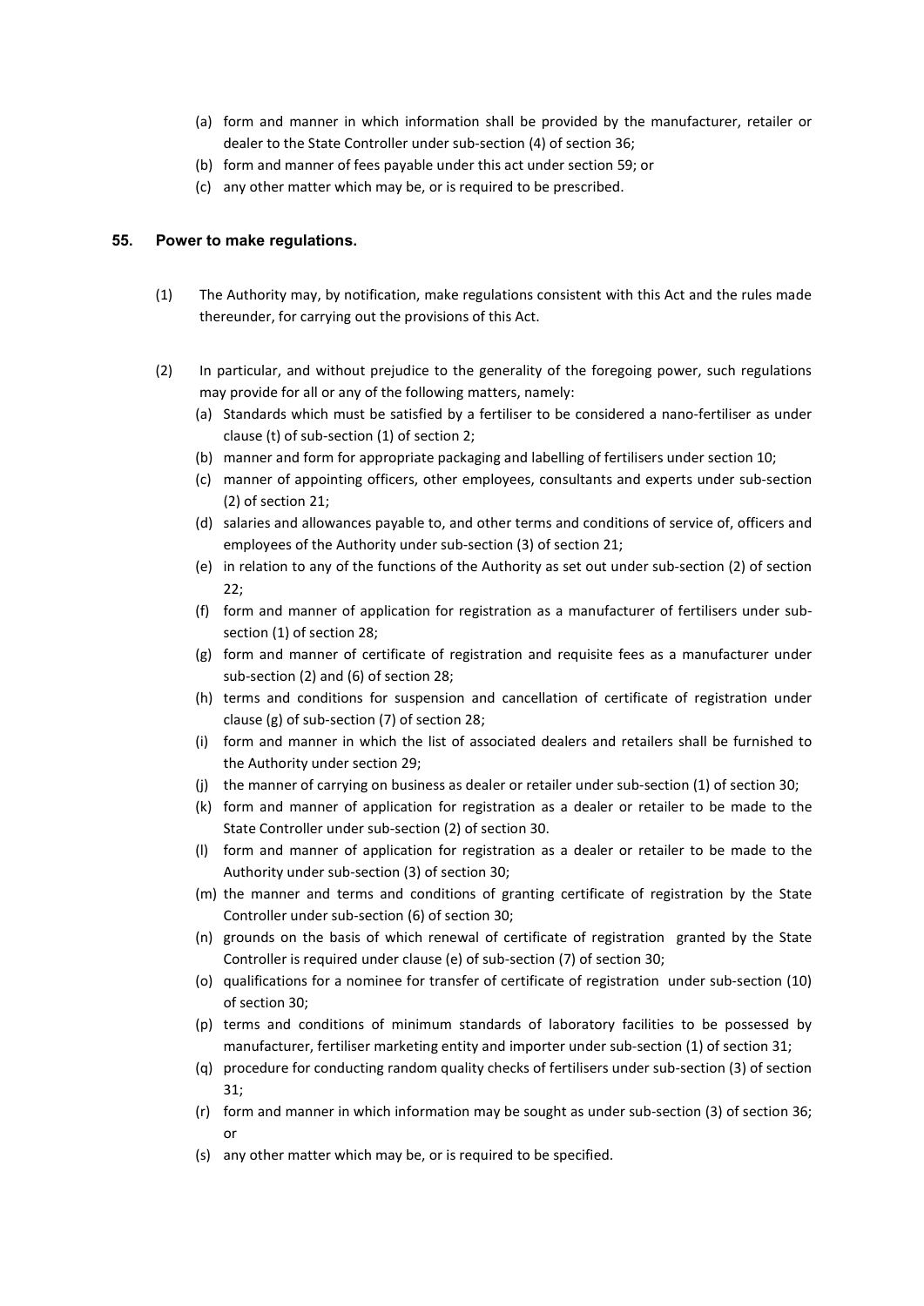(a) form and manner in which information shall be provided by the manufacturer, retailer or dealer to the State Controller under sub-section (4) of section 36;

(b) form and manner of fees payable under this act under section 59; or

(c) any other matter which may be, or is required to be prescribed.

### 55. Power to make regulations.

(1) The Authority may, by notification, make regulations consistent with this Act and the rules made thereunder, for carrying out the provisions of this Act.

(2) In particular, and without prejudice to the generality of the foregoing power, such regulations may provide for all or any of the following matters, namely:

(a) Standards which must be satisfied by a fertiliser to be considered a nano-fertiliser as under clause (t) of sub-section (1) of section 2;

(b) manner and form for appropriate packaging and labelling of fertilisers under section 10;

(c) manner of appointing officers, other employees, consultants and experts under sub-section (2) of section 21;

(d) salaries and allowances payable to, and other terms and conditions of service of, officers and employees of the Authority under sub-section (3) of section 21;

(e) in relation to any of the functions of the Authority as set out under sub-section (2) of section 22;

(f) form and manner of application for registration as a manufacturer of fertilisers under sub-section (1) of section 28;

(g) form and manner of certificate of registration and requisite fees as a manufacturer under sub-section (2) and (6) of section 28;

(h) terms and conditions for suspension and cancellation of certificate of registration under clause (g) of sub-section (7) of section 28;

(i) form and manner in which the list of associated dealers and retailers shall be furnished to the Authority under section 29;

(j) the manner of carrying on business as dealer or retailer under sub-section (1) of section 30;

(k) form and manner of application for registration as a dealer or retailer to be made to the State Controller under sub-section (2) of section 30.

(l) form and manner of application for registration as a dealer or retailer to be made to the Authority under sub-section (3) of section 30;

(m) the manner and terms and conditions of granting certificate of registration by the State Controller under sub-section (6) of section 30;

(n) grounds on the basis of which renewal of certificate of registration granted by the State Controller is required under clause (e) of sub-section (7) of section 30;

(o) qualifications for a nominee for transfer of certificate of registration under sub-section (10) of section 30;

(p) terms and conditions of minimum standards of laboratory facilities to be possessed by manufacturer, fertiliser marketing entity and importer under sub-section (1) of section 31;

(q) procedure for conducting random quality checks of fertilisers under sub-section (3) of section 31;

(r) form and manner in which information may be sought as under sub-section (3) of section 36; or

(s) any other matter which may be, or is required to be specified.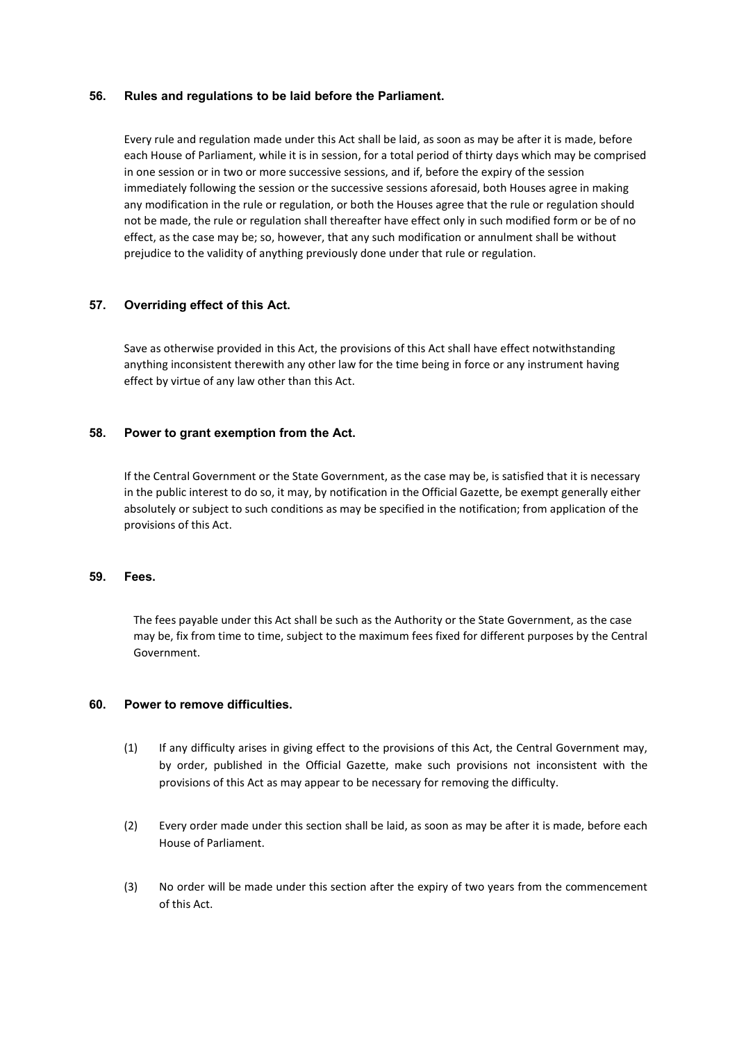**56. Rules and regulations to be laid before the Parliament.**

Every rule and regulation made under this Act shall be laid, as soon as may be after it is made, before each House of Parliament, while it is in session, for a total period of thirty days which may be comprised in one session or in two or more successive sessions, and if, before the expiry of the session immediately following the session or the successive sessions aforesaid, both Houses agree in making any modification in the rule or regulation, or both the Houses agree that the rule or regulation should not be made, the rule or regulation shall thereafter have effect only in such modified form or be of no effect, as the case may be; so, however, that any such modification or annulment shall be without prejudice to the validity of anything previously done under that rule or regulation.

**57. Overriding effect of this Act.**

Save as otherwise provided in this Act, the provisions of this Act shall have effect notwithstanding anything inconsistent therewith any other law for the time being in force or any instrument having effect by virtue of any law other than this Act.

**58. Power to grant exemption from the Act.**

If the Central Government or the State Government, as the case may be, is satisfied that it is necessary in the public interest to do so, it may, by notification in the Official Gazette, be exempt generally either absolutely or subject to such conditions as may be specified in the notification; from application of the provisions of this Act.

**59. Fees.**

The fees payable under this Act shall be such as the Authority or the State Government, as the case may be, fix from time to time, subject to the maximum fees fixed for different purposes by the Central Government.

**60. Power to remove difficulties.**

(1) If any difficulty arises in giving effect to the provisions of this Act, the Central Government may, by order, published in the Official Gazette, make such provisions not inconsistent with the provisions of this Act as may appear to be necessary for removing the difficulty.

(2) Every order made under this section shall be laid, as soon as may be after it is made, before each House of Parliament.

(3) No order will be made under this section after the expiry of two years from the commencement of this Act.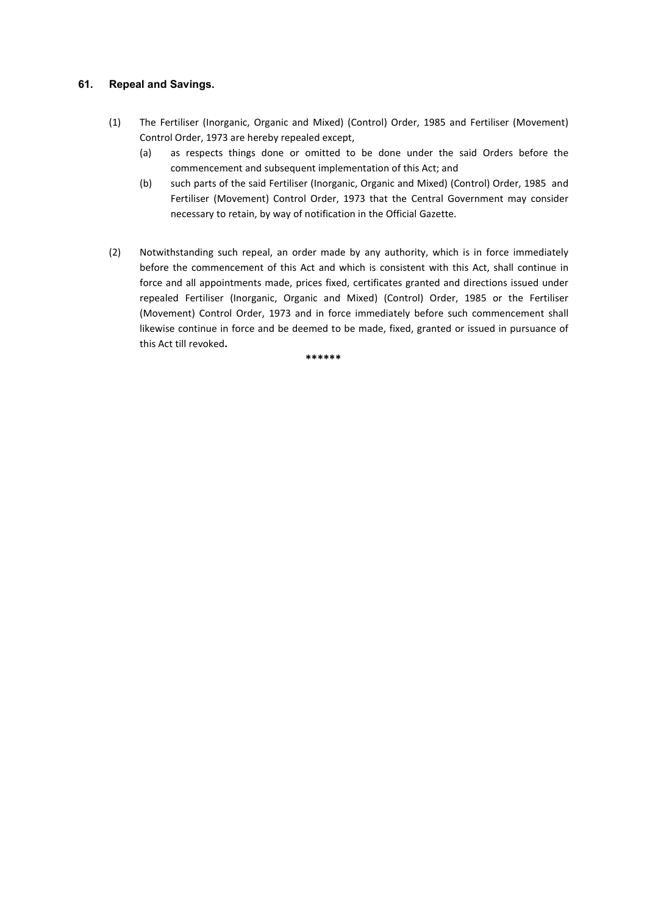## 61. Repeal and Savings.

(1) The Fertiliser (Inorganic, Organic and Mixed) (Control) Order, 1985 and Fertiliser (Movement) Control Order, 1973 are hereby repealed except,

  (a) as respects things done or omitted to be done under the said Orders before the commencement and subsequent implementation of this Act; and

  (b) such parts of the said Fertiliser (Inorganic, Organic and Mixed) (Control) Order, 1985 and Fertiliser (Movement) Control Order, 1973 that the Central Government may consider necessary to retain, by way of notification in the Official Gazette.

(2) Notwithstanding such repeal, an order made by any authority, which is in force immediately before the commencement of this Act and which is consistent with this Act, shall continue in force and all appointments made, prices fixed, certificates granted and directions issued under repealed Fertiliser (Inorganic, Organic and Mixed) (Control) Order, 1985 or the Fertiliser (Movement) Control Order, 1973 and in force immediately before such commencement shall likewise continue in force and be deemed to be made, fixed, granted or issued in pursuance of this Act till revoked**.**

******